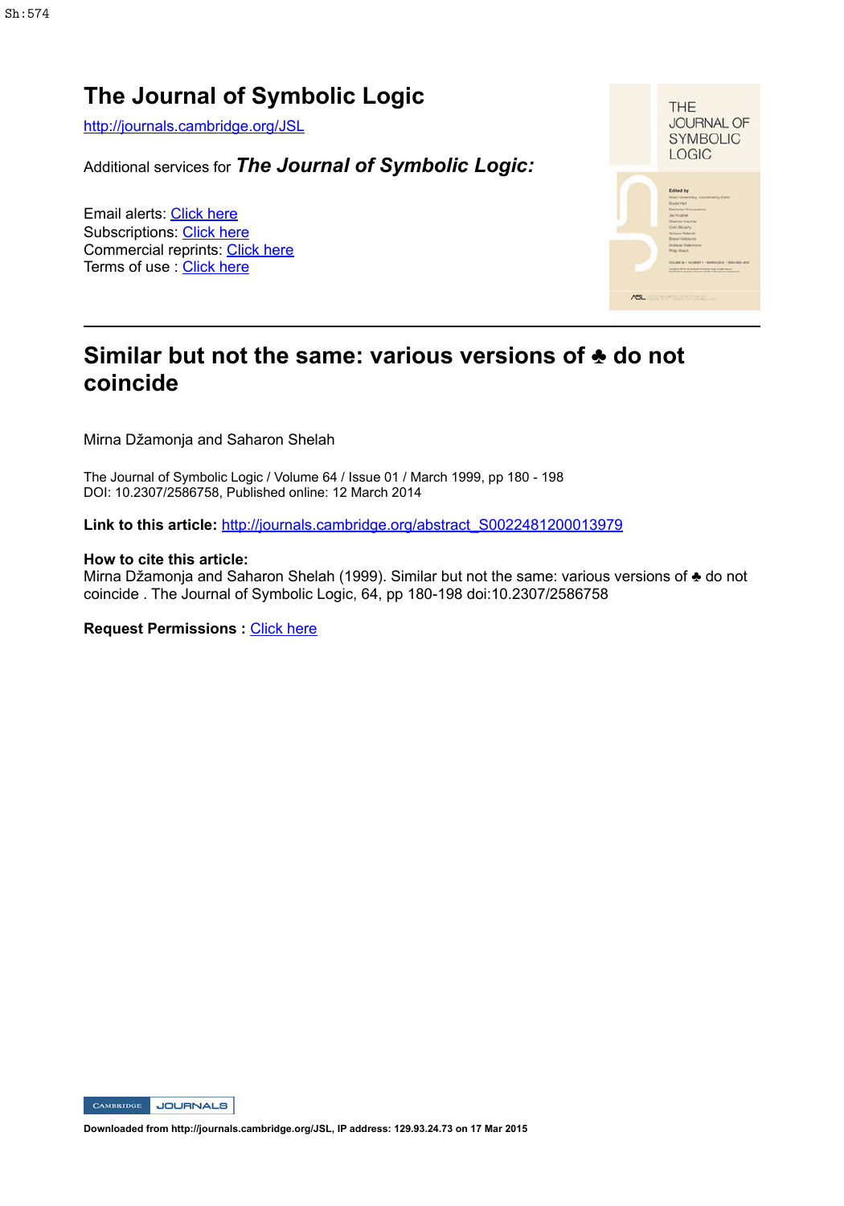Sh:574

# The Journal of Symbolic Logic

http://journals.cambridge.org/JSL

Additional services for ***The Journal of Symbolic Logic:***

Email alerts: Click here
Subscriptions: Click here
Commercial reprints: Click here
Terms of use : Click here

## Similar but not the same: various versions of ♣ do not coincide

Mirna Džamonja and Saharon Shelah

The Journal of Symbolic Logic / Volume 64 / Issue 01 / March 1999, pp 180 - 198
DOI: 10.2307/2586758, Published online: 12 March 2014

**Link to this article:** http://journals.cambridge.org/abstract_S0022481200013979

**How to cite this article:**
Mirna Džamonja and Saharon Shelah (1999). Similar but not the same: various versions of ♣ do not coincide . The Journal of Symbolic Logic, 64, pp 180-198 doi:10.2307/2586758

**Request Permissions :** Click here

Downloaded from http://journals.cambridge.org/JSL, IP address: 129.93.24.73 on 17 Mar 2015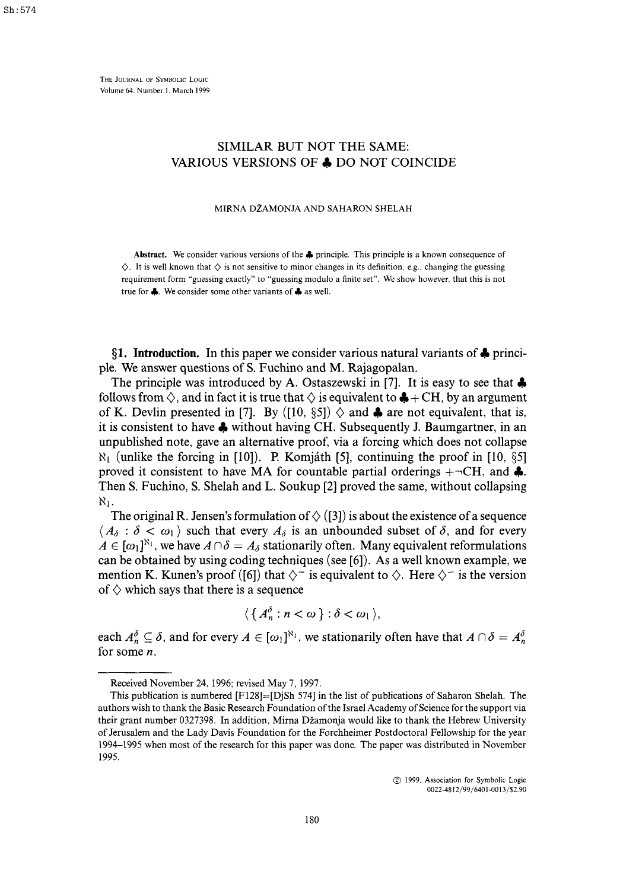THE JOURNAL OF SYMBOLIC LOGIC
Volume 64, Number 1, March 1999

# SIMILAR BUT NOT THE SAME: VARIOUS VERSIONS OF ♣ DO NOT COINCIDE

MIRNA DŽAMONJA AND SAHARON SHELAH

**Abstract.** We consider various versions of the ♣ principle. This principle is a known consequence of $\diamondsuit$. It is well known that $\diamondsuit$ is not sensitive to minor changes in its definition, e.g., changing the guessing requirement form "guessing exactly" to "guessing modulo a finite set". We show however, that this is not true for ♣. We consider some other variants of ♣ as well.

**§1. Introduction.** In this paper we consider various natural variants of ♣ principle. We answer questions of S. Fuchino and M. Rajagopalan.

The principle was introduced by A. Ostaszewski in [7]. It is easy to see that ♣ follows from $\diamondsuit$, and in fact it is true that $\diamondsuit$ is equivalent to ♣ + CH, by an argument of K. Devlin presented in [7]. By ([10, §5]) $\diamondsuit$ and ♣ are not equivalent, that is, it is consistent to have ♣ without having CH. Subsequently J. Baumgartner, in an unpublished note, gave an alternative proof, via a forcing which does not collapse $\aleph_1$ (unlike the forcing in [10]). P. Komjáth [5], continuing the proof in [10, §5] proved it consistent to have MA for countable partial orderings $+\neg$CH, and ♣. Then S. Fuchino, S. Shelah and L. Soukup [2] proved the same, without collapsing $\aleph_1$.

The original R. Jensen's formulation of $\diamondsuit$ ([3]) is about the existence of a sequence $\langle A_\delta : \delta < \omega_1 \rangle$ such that every $A_\delta$ is an unbounded subset of $\delta$, and for every $A \in [\omega_1]^{\aleph_1}$, we have $A \cap \delta = A_\delta$ stationarily often. Many equivalent reformulations can be obtained by using coding techniques (see [6]). As a well known example, we mention K. Kunen's proof ([6]) that $\diamondsuit^-$ is equivalent to $\diamondsuit$. Here $\diamondsuit^-$ is the version of $\diamondsuit$ which says that there is a sequence

$$\langle \{ A_n^\delta : n < \omega \} : \delta < \omega_1 \rangle,$$

each $A_n^\delta \subseteq \delta$, and for every $A \in [\omega_1]^{\aleph_1}$, we stationarily often have that $A \cap \delta = A_n^\delta$ for some $n$.

---

Received November 24, 1996; revised May 7, 1997.

This publication is numbered [F128]=[DjSh 574] in the list of publications of Saharon Shelah. The authors wish to thank the Basic Research Foundation of the Israel Academy of Science for the support via their grant number 0327398. In addition, Mirna Džamonja would like to thank the Hebrew University of Jerusalem and the Lady Davis Foundation for the Forchheimer Postdoctoral Fellowship for the year 1994–1995 when most of the research for this paper was done. The paper was distributed in November 1995.

© 1999, Association for Symbolic Logic
0022-4812/99/6401-0013/$2.90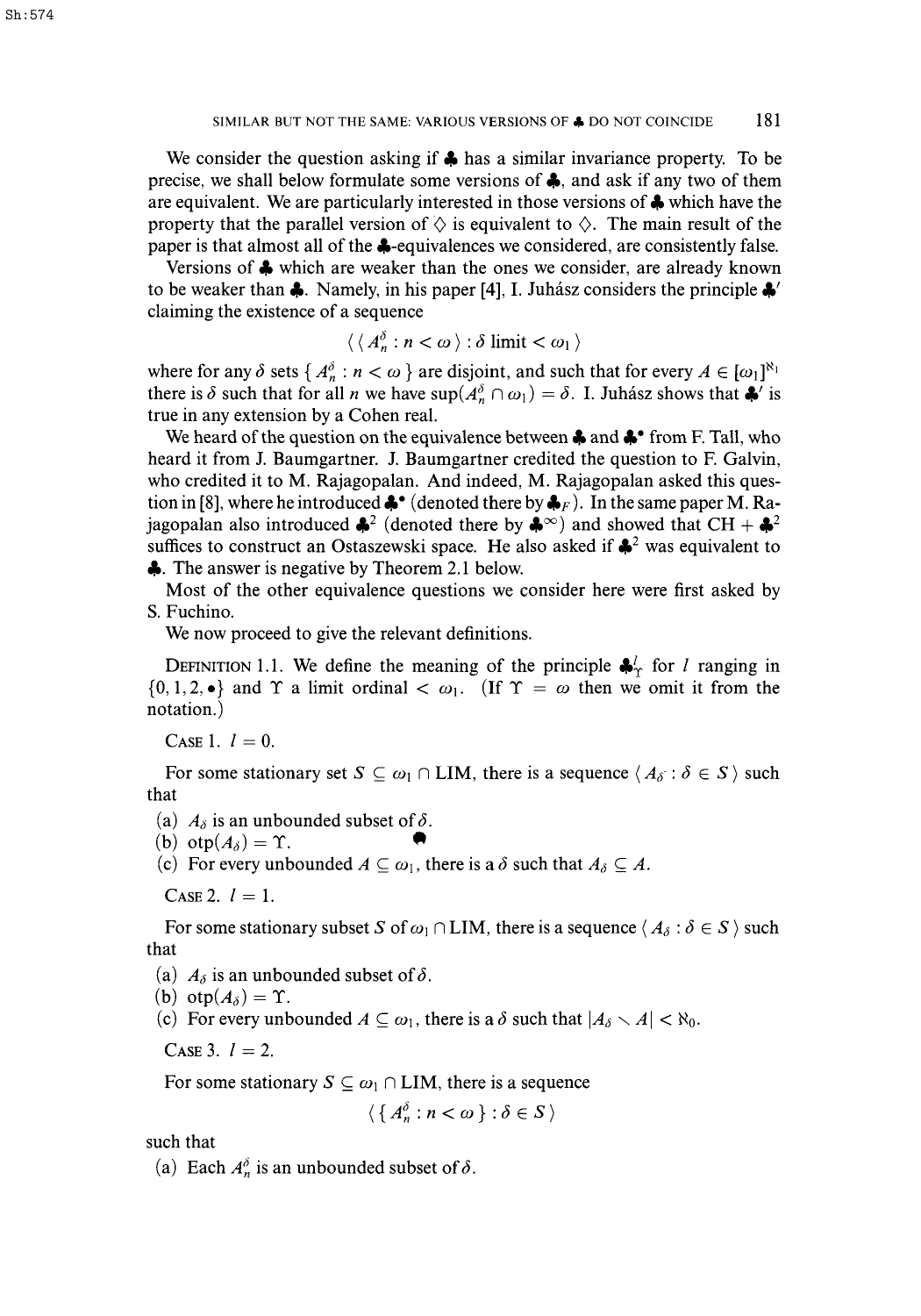We consider the question asking if $\clubsuit$ has a similar invariance property. To be precise, we shall below formulate some versions of $\clubsuit$, and ask if any two of them are equivalent. We are particularly interested in those versions of $\clubsuit$ which have the property that the parallel version of $\diamondsuit$ is equivalent to $\diamondsuit$. The main result of the paper is that almost all of the $\clubsuit$-equivalences we considered, are consistently false.

Versions of $\clubsuit$ which are weaker than the ones we consider, are already known to be weaker than $\clubsuit$. Namely, in his paper [4], I. Juhász considers the principle $\clubsuit'$ claiming the existence of a sequence

$$\langle \langle A_n^\delta : n < \omega \rangle : \delta \text{ limit} < \omega_1 \rangle$$

where for any $\delta$ sets $\{ A_n^\delta : n < \omega \}$ are disjoint, and such that for every $A \in [\omega_1]^{\aleph_1}$ there is $\delta$ such that for all $n$ we have $\sup(A_n^\delta \cap \omega_1) = \delta$. I. Juhász shows that $\clubsuit'$ is true in any extension by a Cohen real.

We heard of the question on the equivalence between $\clubsuit$ and $\clubsuit^\bullet$ from F. Tall, who heard it from J. Baumgartner. J. Baumgartner credited the question to F. Galvin, who credited it to M. Rajagopalan. And indeed, M. Rajagopalan asked this question in [8], where he introduced $\clubsuit^\bullet$ (denoted there by $\clubsuit_F$). In the same paper M. Rajagopalan also introduced $\clubsuit^2$ (denoted there by $\clubsuit^\infty$) and showed that CH + $\clubsuit^2$ suffices to construct an Ostaszewski space. He also asked if $\clubsuit^2$ was equivalent to $\clubsuit$. The answer is negative by Theorem 2.1 below.

Most of the other equivalence questions we consider here were first asked by S. Fuchino.

We now proceed to give the relevant definitions.

Definition 1.1. We define the meaning of the principle $\clubsuit^l_\Upsilon$ for $l$ ranging in $\{0, 1, 2, \bullet\}$ and $\Upsilon$ a limit ordinal $< \omega_1$. (If $\Upsilon = \omega$ then we omit it from the notation.)

Case 1. $l = 0$.

For some stationary set $S \subseteq \omega_1 \cap \text{LIM}$, there is a sequence $\langle A_\delta : \delta \in S \rangle$ such that

(a) $A_\delta$ is an unbounded subset of $\delta$.
(b) $\text{otp}(A_\delta) = \Upsilon$.
(c) For every unbounded $A \subseteq \omega_1$, there is a $\delta$ such that $A_\delta \subseteq A$.

Case 2. $l = 1$.

For some stationary subset $S$ of $\omega_1 \cap \text{LIM}$, there is a sequence $\langle A_\delta : \delta \in S \rangle$ such that

(a) $A_\delta$ is an unbounded subset of $\delta$.
(b) $\text{otp}(A_\delta) = \Upsilon$.
(c) For every unbounded $A \subseteq \omega_1$, there is a $\delta$ such that $|A_\delta \setminus A| < \aleph_0$.

Case 3. $l = 2$.

For some stationary $S \subseteq \omega_1 \cap \text{LIM}$, there is a sequence

$$\langle \{ A_n^\delta : n < \omega \} : \delta \in S \rangle$$

such that

(a) Each $A_n^\delta$ is an unbounded subset of $\delta$.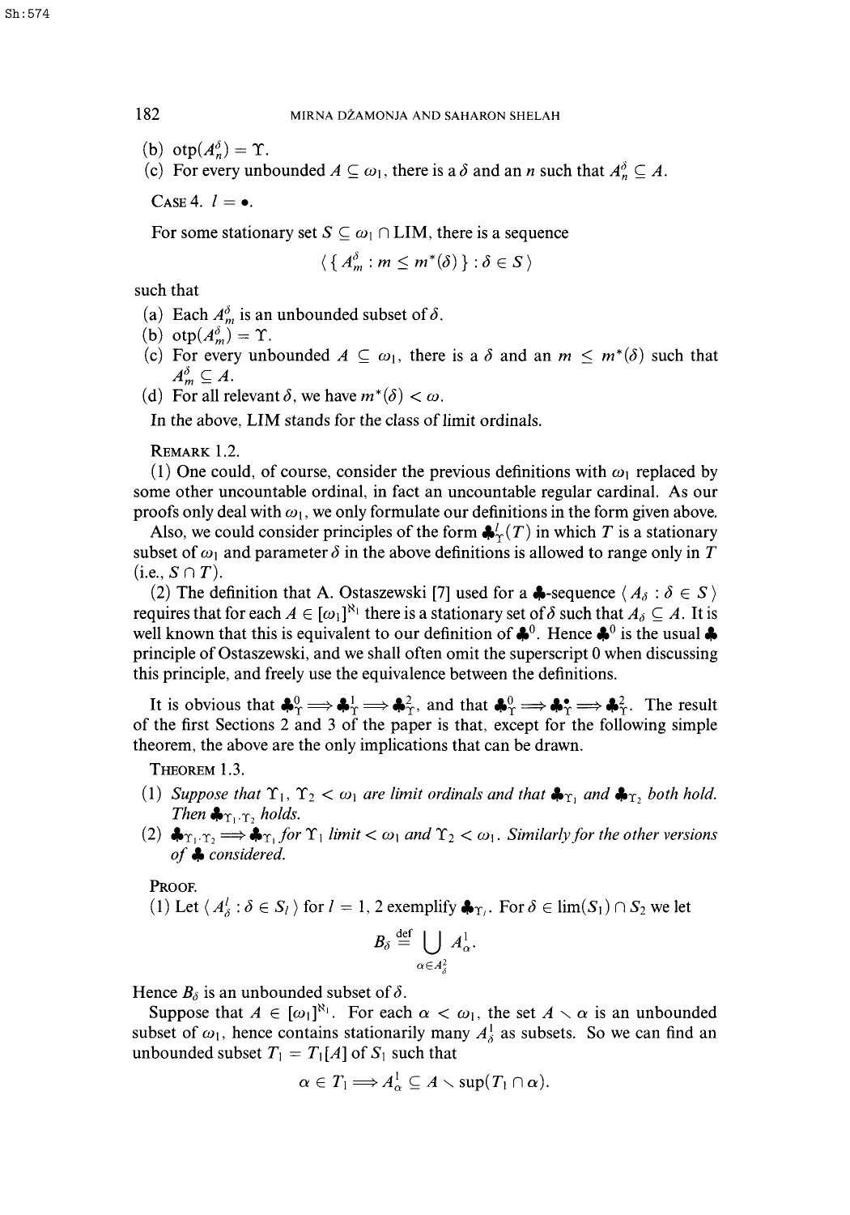(b) $\mathrm{otp}(A^\delta_n) = \Upsilon$.

(c) For every unbounded $A \subseteq \omega_1$, there is a $\delta$ and an $n$ such that $A^\delta_n \subseteq A$.

CASE 4. $l = \bullet$.

For some stationary set $S \subseteq \omega_1 \cap \mathrm{LIM}$, there is a sequence

$$\langle \{ A^\delta_m : m \leq m^*(\delta) \} : \delta \in S \rangle$$

such that

(a) Each $A^\delta_m$ is an unbounded subset of $\delta$.

(b) $\mathrm{otp}(A^\delta_m) = \Upsilon$.

(c) For every unbounded $A \subseteq \omega_1$, there is a $\delta$ and an $m \leq m^*(\delta)$ such that $A^\delta_m \subseteq A$.

(d) For all relevant $\delta$, we have $m^*(\delta) < \omega$.

In the above, LIM stands for the class of limit ordinals.

REMARK 1.2.

(1) One could, of course, consider the previous definitions with $\omega_1$ replaced by some other uncountable ordinal, in fact an uncountable regular cardinal. As our proofs only deal with $\omega_1$, we only formulate our definitions in the form given above.

Also, we could consider principles of the form $\clubsuit^l_\Upsilon(T)$ in which $T$ is a stationary subset of $\omega_1$ and parameter $\delta$ in the above definitions is allowed to range only in $T$ (i.e., $S \cap T$).

(2) The definition that A. Ostaszewski [7] used for a $\clubsuit$-sequence $\langle A_\delta : \delta \in S \rangle$ requires that for each $A \in [\omega_1]^{\aleph_1}$ there is a stationary set of $\delta$ such that $A_\delta \subseteq A$. It is well known that this is equivalent to our definition of $\clubsuit^0$. Hence $\clubsuit^0$ is the usual $\clubsuit$ principle of Ostaszewski, and we shall often omit the superscript 0 when discussing this principle, and freely use the equivalence between the definitions.

It is obvious that $\clubsuit^0_\Upsilon \Longrightarrow \clubsuit^1_\Upsilon \Longrightarrow \clubsuit^2_\Upsilon$, and that $\clubsuit^0_\Upsilon \Longrightarrow \clubsuit^\bullet_\Upsilon \Longrightarrow \clubsuit^2_\Upsilon$. The result of the first Sections 2 and 3 of the paper is that, except for the following simple theorem, the above are the only implications that can be drawn.

THEOREM 1.3.

(1) *Suppose that $\Upsilon_1, \Upsilon_2 < \omega_1$ are limit ordinals and that $\clubsuit_{\Upsilon_1}$ and $\clubsuit_{\Upsilon_2}$ both hold. Then $\clubsuit_{\Upsilon_1 \cdot \Upsilon_2}$ holds.*

(2) *$\clubsuit_{\Upsilon_1 \cdot \Upsilon_2} \Longrightarrow \clubsuit_{\Upsilon_1}$ for $\Upsilon_1$ limit $< \omega_1$ and $\Upsilon_2 < \omega_1$. Similarly for the other versions of $\clubsuit$ considered.*

PROOF.

(1) Let $\langle A^l_\delta : \delta \in S_l \rangle$ for $l = 1, 2$ exemplify $\clubsuit_{\Upsilon_l}$. For $\delta \in \lim(S_1) \cap S_2$ we let

$$B_\delta \overset{\text{def}}{=} \bigcup_{\alpha \in A^2_\delta} A^1_\alpha.$$

Hence $B_\delta$ is an unbounded subset of $\delta$.

Suppose that $A \in [\omega_1]^{\aleph_1}$. For each $\alpha < \omega_1$, the set $A \setminus \alpha$ is an unbounded subset of $\omega_1$, hence contains stationarily many $A^1_\delta$ as subsets. So we can find an unbounded subset $T_1 = T_1[A]$ of $S_1$ such that

$$\alpha \in T_1 \Longrightarrow A^1_\alpha \subseteq A \setminus \sup(T_1 \cap \alpha).$$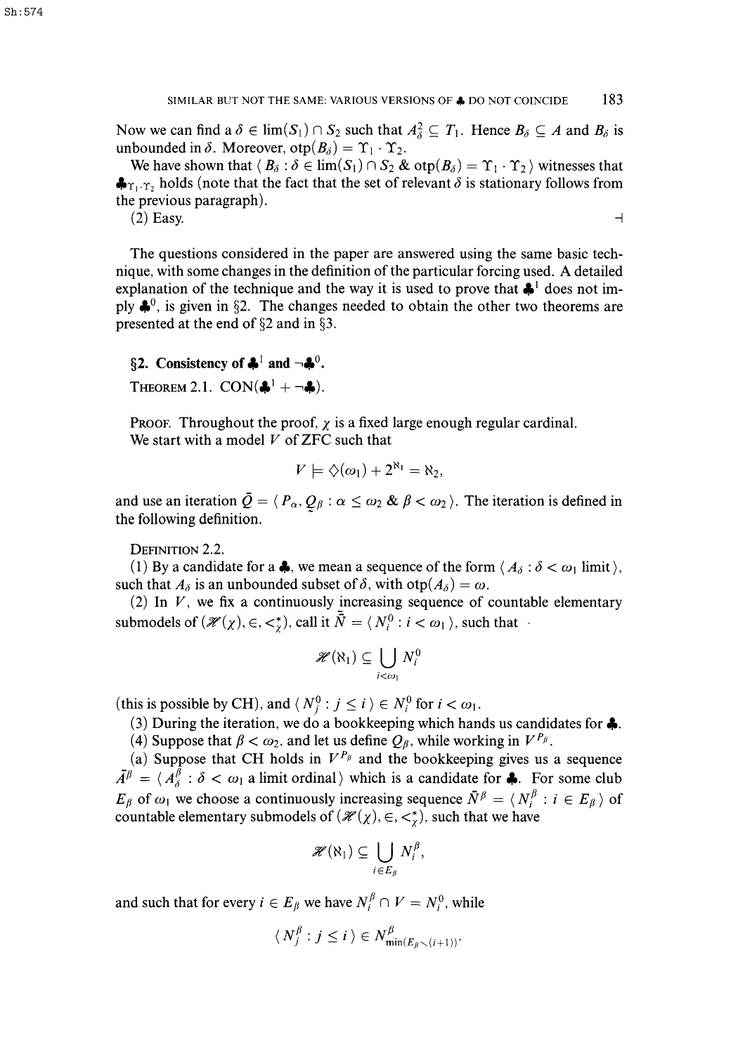Now we can find a $\delta \in \lim(S_1) \cap S_2$ such that $A^2_\delta \subseteq T_1$. Hence $B_\delta \subseteq A$ and $B_\delta$ is unbounded in $\delta$. Moreover, $\operatorname{otp}(B_\delta) = \Upsilon_1 \cdot \Upsilon_2$.

We have shown that $\langle B_\delta : \delta \in \lim(S_1) \cap S_2 \ \&\ \operatorname{otp}(B_\delta) = \Upsilon_1 \cdot \Upsilon_2 \rangle$ witnesses that $\clubsuit_{\Upsilon_1 \cdot \Upsilon_2}$ holds (note that the fact that the set of relevant $\delta$ is stationary follows from the previous paragraph).

(2) Easy. $\dashv$

The questions considered in the paper are answered using the same basic technique, with some changes in the definition of the particular forcing used. A detailed explanation of the technique and the way it is used to prove that $\clubsuit^1$ does not imply $\clubsuit^0$, is given in §2. The changes needed to obtain the other two theorems are presented at the end of §2 and in §3.

## §2. Consistency of $\clubsuit^1$ and $\neg\clubsuit^0$.

THEOREM 2.1. $\mathrm{CON}(\clubsuit^1 + \neg\clubsuit)$.

PROOF. Throughout the proof, $\chi$ is a fixed large enough regular cardinal.

We start with a model $V$ of ZFC such that

$$V \models \diamondsuit(\omega_1) + 2^{\aleph_1} = \aleph_2,$$

and use an iteration $\bar{Q} = \langle P_\alpha, \underset{\sim}{Q}_\beta : \alpha \leq \omega_2 \ \&\ \beta < \omega_2 \rangle$. The iteration is defined in the following definition.

DEFINITION 2.2.

(1) By a candidate for a $\clubsuit$, we mean a sequence of the form $\langle A_\delta : \delta < \omega_1 \text{ limit} \rangle$, such that $A_\delta$ is an unbounded subset of $\delta$, with $\operatorname{otp}(A_\delta) = \omega$.

(2) In $V$, we fix a continuously increasing sequence of countable elementary submodels of $(\mathscr{H}(\chi), \in, <^*_\chi)$, call it $\bar{N} = \langle N^0_i : i < \omega_1 \rangle$, such that

$$\mathscr{H}(\aleph_1) \subseteq \bigcup_{i<\omega_1} N^0_i$$

(this is possible by CH), and $\langle N^0_j : j \leq i \rangle \in N^0_i$ for $i < \omega_1$.

(3) During the iteration, we do a bookkeeping which hands us candidates for $\clubsuit$.

(4) Suppose that $\beta < \omega_2$, and let us define $Q_\beta$, while working in $V^{P_\beta}$.

(a) Suppose that CH holds in $V^{P_\beta}$ and the bookkeeping gives us a sequence $\bar{A}^\beta = \langle A^\beta_\delta : \delta < \omega_1 \text{ a limit ordinal} \rangle$ which is a candidate for $\clubsuit$. For some club $E_\beta$ of $\omega_1$ we choose a continuously increasing sequence $\bar{N}^\beta = \langle N^\beta_i : i \in E_\beta \rangle$ of countable elementary submodels of $(\mathscr{H}(\chi), \in, <^*_\chi)$, such that we have

$$\mathscr{H}(\aleph_1) \subseteq \bigcup_{i \in E_\beta} N^\beta_i,$$

and such that for every $i \in E_\beta$ we have $N^\beta_i \cap V = N^0_i$, while

$$\langle N^\beta_j : j \leq i \rangle \in N^\beta_{\min(E_\beta \setminus (i+1))}.$$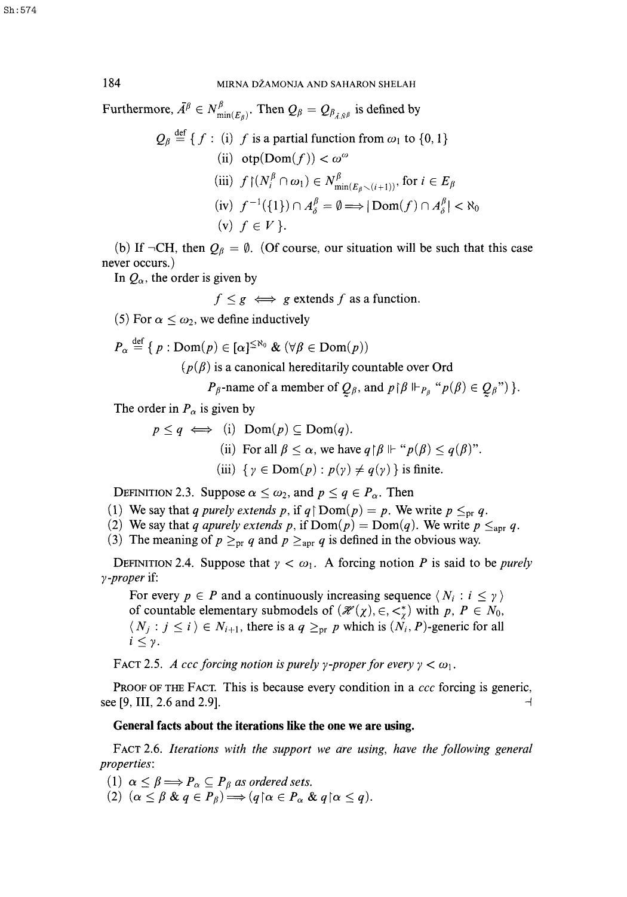Furthermore, $\bar{A}^\beta \in N^\beta_{\min(E_\beta)}$. Then $Q_\beta = Q_{\beta_{\bar{A},\bar{N}^\beta}}$ is defined by

$$Q_\beta \stackrel{\text{def}}{=} \{ f : \text{(i) } f \text{ is a partial function from } \omega_1 \text{ to } \{0,1\}$$
$$\text{(ii) } \operatorname{otp}(\operatorname{Dom}(f)) < \omega^\omega$$
$$\text{(iii) } f\restriction(N^\beta_i \cap \omega_1) \in N^\beta_{\min(E_\beta \setminus (i+1))}, \text{ for } i \in E_\beta$$
$$\text{(iv) } f^{-1}(\{1\}) \cap A^\beta_\delta = \emptyset \Longrightarrow |\operatorname{Dom}(f) \cap A^\beta_\delta| < \aleph_0$$
$$\text{(v) } f \in V \}.$$

(b) If $\neg$CH, then $Q_\beta = \emptyset$. (Of course, our situation will be such that this case never occurs.)

In $Q_\alpha$, the order is given by

$$f \leq g \iff g \text{ extends } f \text{ as a function.}$$

(5) For $\alpha \leq \omega_2$, we define inductively

$$P_\alpha \stackrel{\text{def}}{=} \{ p : \operatorname{Dom}(p) \in [\alpha]^{\leq \aleph_0} \;\&\; (\forall \beta \in \operatorname{Dom}(p))$$
$$(p(\beta) \text{ is a canonical hereditarily countable over Ord}$$
$$P_\beta\text{-name of a member of } \underset{\sim}{Q}_\beta, \text{ and } p\restriction\beta \Vdash_{P_\beta} \text{“}p(\beta) \in \underset{\sim}{Q}_\beta\text{”}) \}.$$

The order in $P_\alpha$ is given by

$$p \leq q \iff \text{(i) } \operatorname{Dom}(p) \subseteq \operatorname{Dom}(q).$$
$$\text{(ii) For all } \beta \leq \alpha, \text{ we have } q\restriction\beta \Vdash \text{“}p(\beta) \leq q(\beta)\text{”}.$$
$$\text{(iii) } \{ \gamma \in \operatorname{Dom}(p) : p(\gamma) \neq q(\gamma) \} \text{ is finite.}$$

DEFINITION 2.3. Suppose $\alpha \leq \omega_2$, and $p \leq q \in P_\alpha$. Then

(1) We say that $q$ *purely extends* $p$, if $q\restriction\operatorname{Dom}(p) = p$. We write $p \leq_{\text{pr}} q$.

(2) We say that $q$ *apurely extends* $p$, if $\operatorname{Dom}(p) = \operatorname{Dom}(q)$. We write $p \leq_{\text{apr}} q$.

(3) The meaning of $p \geq_{\text{pr}} q$ and $p \geq_{\text{apr}} q$ is defined in the obvious way.

DEFINITION 2.4. Suppose that $\gamma < \omega_1$. A forcing notion $P$ is said to be *purely $\gamma$-proper* if:

> For every $p \in P$ and a continuously increasing sequence $\langle N_i : i \leq \gamma \rangle$ of countable elementary submodels of $(\mathscr{H}(\chi), \in, <^*_\chi)$ with $p, P \in N_0$, $\langle N_j : j \leq i \rangle \in N_{i+1}$, there is a $q \geq_{\text{pr}} p$ which is $(N_i, P)$-generic for all $i \leq \gamma$.

FACT 2.5. *A ccc forcing notion is purely $\gamma$-proper for every $\gamma < \omega_1$.*

PROOF OF THE FACT. This is because every condition in a *ccc* forcing is generic, see [9, III, 2.6 and 2.9]. $\dashv$

**General facts about the iterations like the one we are using.**

FACT 2.6. *Iterations with the support we are using, have the following general properties:*

(1) $\alpha \leq \beta \Longrightarrow P_\alpha \subseteq P_\beta$ as ordered sets.

(2) $(\alpha \leq \beta \;\&\; q \in P_\beta) \Longrightarrow (q\restriction\alpha \in P_\alpha \;\&\; q\restriction\alpha \leq q)$.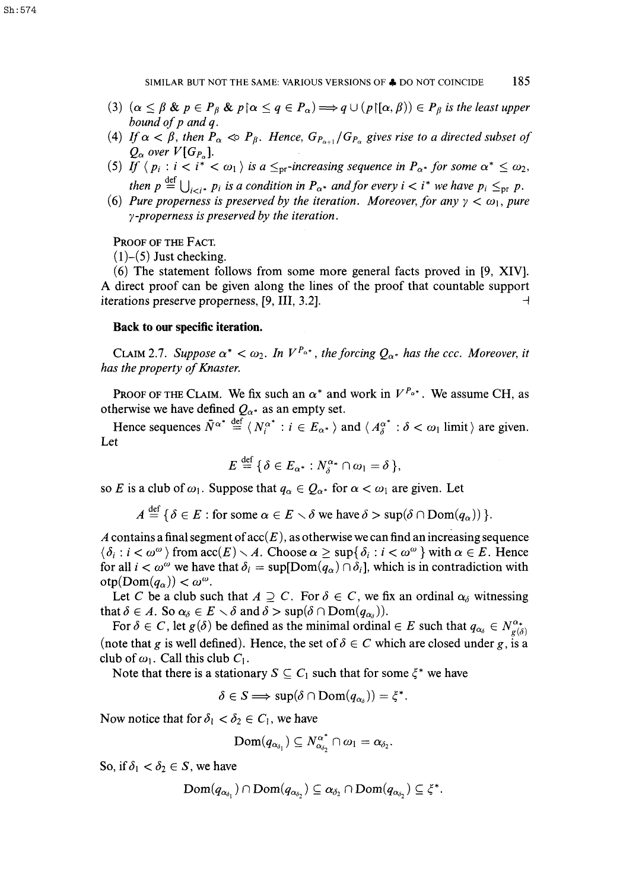(3) $(\alpha \leq \beta \;\&\; p \in P_\beta \;\&\; p\restriction\alpha \leq q \in P_\alpha) \Longrightarrow q \cup (p\restriction[\alpha, \beta)) \in P_\beta$ *is the least upper bound of $p$ and $q$.*

(4) *If $\alpha < \beta$, then $P_\alpha \lessdot P_\beta$. Hence, $G_{P_{\alpha+1}}/G_{P_\alpha}$ gives rise to a directed subset of $Q_\alpha$ over $V[G_{P_\alpha}]$.*

(5) *If $\langle p_i : i < i^* < \omega_1 \rangle$ is a $\leq_{\rm pr}$-increasing sequence in $P_{\alpha^*}$ for some $\alpha^* \leq \omega_2$, then $p \stackrel{\rm def}{=} \bigcup_{i<i^*} p_i$ is a condition in $P_{\alpha^*}$ and for every $i < i^*$ we have $p_i \leq_{\rm pr} p$.*

(6) *Pure properness is preserved by the iteration. Moreover, for any $\gamma < \omega_1$, pure $\gamma$-properness is preserved by the iteration.*

Proof of the Fact.

(1)–(5) Just checking.

(6) The statement follows from some more general facts proved in [9, XIV]. A direct proof can be given along the lines of the proof that countable support iterations preserve properness, [9, III, 3.2]. ⊣

**Back to our specific iteration.**

Claim 2.7. *Suppose $\alpha^* < \omega_2$. In $V^{P_{\alpha^*}}$, the forcing $Q_{\alpha^*}$ has the ccc. Moreover, it has the property of Knaster.*

Proof of the Claim. We fix such an $\alpha^*$ and work in $V^{P_{\alpha^*}}$. We assume CH, as otherwise we have defined $Q_{\alpha^*}$ as an empty set.

Hence sequences $\bar{N}^{\alpha^*} \stackrel{\rm def}{=} \langle N_i^{\alpha^*} : i \in E_{\alpha^*} \rangle$ and $\langle A_\delta^{\alpha^*} : \delta < \omega_1 \text{ limit} \rangle$ are given. Let

$$E \stackrel{\rm def}{=} \{\delta \in E_{\alpha^*} : N_\delta^{\alpha^*} \cap \omega_1 = \delta\},$$

so $E$ is a club of $\omega_1$. Suppose that $q_\alpha \in Q_{\alpha^*}$ for $\alpha < \omega_1$ are given. Let

$$A \stackrel{\rm def}{=} \{\delta \in E : \text{for some } \alpha \in E \setminus \delta \text{ we have } \delta > \sup(\delta \cap \mathrm{Dom}(q_\alpha))\}.$$

$A$ contains a final segment of $\mathrm{acc}(E)$, as otherwise we can find an increasing sequence $\langle \delta_i : i < \omega^\omega \rangle$ from $\mathrm{acc}(E) \setminus A$. Choose $\alpha \geq \sup\{\delta_i : i < \omega^\omega\}$ with $\alpha \in E$. Hence for all $i < \omega^\omega$ we have that $\delta_i = \sup[\mathrm{Dom}(q_\alpha) \cap \delta_i]$, which is in contradiction with $\mathrm{otp}(\mathrm{Dom}(q_\alpha)) < \omega^\omega$.

Let $C$ be a club such that $A \supseteq C$. For $\delta \in C$, we fix an ordinal $\alpha_\delta$ witnessing that $\delta \in A$. So $\alpha_\delta \in E \setminus \delta$ and $\delta > \sup(\delta \cap \mathrm{Dom}(q_{\alpha_\delta}))$.

For $\delta \in C$, let $g(\delta)$ be defined as the minimal ordinal $\in E$ such that $q_{\alpha_\delta} \in N_{g(\delta)}^{\alpha_*}$ (note that $g$ is well defined). Hence, the set of $\delta \in C$ which are closed under $g$, is a club of $\omega_1$. Call this club $C_1$.

Note that there is a stationary $S \subseteq C_1$ such that for some $\xi^*$ we have

$$\delta \in S \Longrightarrow \sup(\delta \cap \mathrm{Dom}(q_{\alpha_\delta})) = \xi^*.$$

Now notice that for $\delta_1 < \delta_2 \in C_1$, we have

$$\mathrm{Dom}(q_{\alpha_{\delta_1}}) \subseteq N_{\alpha_{\delta_2}}^{\alpha^*} \cap \omega_1 = \alpha_{\delta_2}.$$

So, if $\delta_1 < \delta_2 \in S$, we have

$$\mathrm{Dom}(q_{\alpha_{\delta_1}}) \cap \mathrm{Dom}(q_{\alpha_{\delta_2}}) \subseteq \alpha_{\delta_2} \cap \mathrm{Dom}(q_{\alpha_{\delta_2}}) \subseteq \xi^*.$$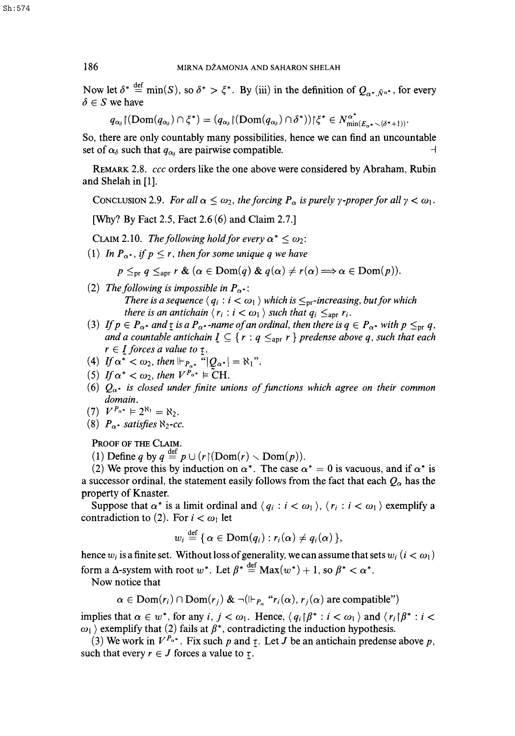Now let $\delta^* \stackrel{\text{def}}{=} \min(S)$, so $\delta^* > \xi^*$. By (iii) in the definition of $Q_{\alpha^*, \bar{N}^{\alpha^*}}$, for every $\delta \in S$ we have

$$q_{\alpha_\delta} \restriction (\mathrm{Dom}(q_{\alpha_\delta}) \cap \xi^*) = (q_{\alpha_\delta} \restriction (\mathrm{Dom}(q_{\alpha_\delta}) \cap \delta^*)) \restriction \xi^* \in N^{\alpha^*}_{\min(E_{\alpha^*} \setminus (\delta^*+1))}.$$

So, there are only countably many possibilities, hence we can find an uncountable set of $\alpha_\delta$ such that $q_{\alpha_\delta}$ are pairwise compatible. $\dashv$

REMARK 2.8. *ccc* orders like the one above were considered by Abraham, Rubin and Shelah in [1].

CONCLUSION 2.9. *For all $\alpha \leq \omega_2$, the forcing $P_\alpha$ is purely $\gamma$-proper for all $\gamma < \omega_1$.*

[Why? By Fact 2.5, Fact 2.6 (6) and Claim 2.7.]

CLAIM 2.10. *The following hold for every $\alpha^* \leq \omega_2$:*

(1) *In $P_{\alpha^*}$, if $p \leq r$, then for some unique $q$ we have*
$$p \leq_{\mathrm{pr}} q \leq_{\mathrm{apr}} r \;\&\; (\alpha \in \mathrm{Dom}(q) \;\&\; q(\alpha) \neq r(\alpha) \Longrightarrow \alpha \in \mathrm{Dom}(p)).$$

(2) *The following is impossible in $P_{\alpha^*}$:*
*There is a sequence $\langle q_i : i < \omega_1 \rangle$ which is $\leq_{\mathrm{pr}}$-increasing, but for which there is an antichain $\langle r_i : i < \omega_1 \rangle$ such that $q_i \leq_{\mathrm{apr}} r_i$.*

(3) *If $p \in P_{\alpha^*}$ and $\underset{\sim}{\tau}$ is a $P_{\alpha^*}$-name of an ordinal, then there is $q \in P_{\alpha^*}$ with $p \leq_{\mathrm{pr}} q$, and a countable antichain $\underset{\sim}{I} \subseteq \{ r : q \leq_{\mathrm{apr}} r \}$ predense above $q$, such that each $r \in \underset{\sim}{I}$ forces a value to $\underset{\sim}{\tau}$.*

(4) *If $\alpha^* < \omega_2$, then $\Vdash_{P_{\alpha^*}}$ "$|\underset{\sim}{Q}_{\alpha^*}| = \aleph_1$".*

(5) *If $\alpha^* < \omega_2$, then $V^{P_{\alpha^*}} \models$ CH.*

(6) *$Q_{\alpha^*}$ is closed under finite unions of functions which agree on their common domain.*

(7) *$V^{P_{\alpha^*}} \models 2^{\aleph_1} = \aleph_2$.*

(8) *$P_{\alpha^*}$ satisfies $\aleph_2$-cc.*

PROOF OF THE CLAIM.

(1) Define $q$ by $q \stackrel{\text{def}}{=} p \cup (r \restriction (\mathrm{Dom}(r) \setminus \mathrm{Dom}(p))$.

(2) We prove this by induction on $\alpha^*$. The case $\alpha^* = 0$ is vacuous, and if $\alpha^*$ is a successor ordinal, the statement easily follows from the fact that each $Q_\alpha$ has the property of Knaster.

Suppose that $\alpha^*$ is a limit ordinal and $\langle q_i : i < \omega_1 \rangle$, $\langle r_i : i < \omega_1 \rangle$ exemplify a contradiction to (2). For $i < \omega_1$ let

$$w_i \stackrel{\text{def}}{=} \{ \alpha \in \mathrm{Dom}(q_i) : r_i(\alpha) \neq q_i(\alpha) \},$$

hence $w_i$ is a finite set. Without loss of generality, we can assume that sets $w_i$ $(i < \omega_1)$ form a $\Delta$-system with root $w^*$. Let $\beta^* \stackrel{\text{def}}{=} \mathrm{Max}(w^*) + 1$, so $\beta^* < \alpha^*$.

Now notice that

$$\alpha \in \mathrm{Dom}(r_i) \cap \mathrm{Dom}(r_j) \;\&\; \neg(\Vdash_{P_\alpha} \text{"}r_i(\alpha), r_j(\alpha) \text{ are compatible"})$$

implies that $\alpha \in w^*$, for any $i, j < \omega_1$. Hence, $\langle q_i \restriction \beta^* : i < \omega_1 \rangle$ and $\langle r_i \restriction \beta^* : i < \omega_1 \rangle$ exemplify that (2) fails at $\beta^*$, contradicting the induction hypothesis.

(3) We work in $V^{P_{\alpha^*}}$. Fix such $p$ and $\underset{\sim}{\tau}$. Let $J$ be an antichain predense above $p$, such that every $r \in J$ forces a value to $\underset{\sim}{\tau}$.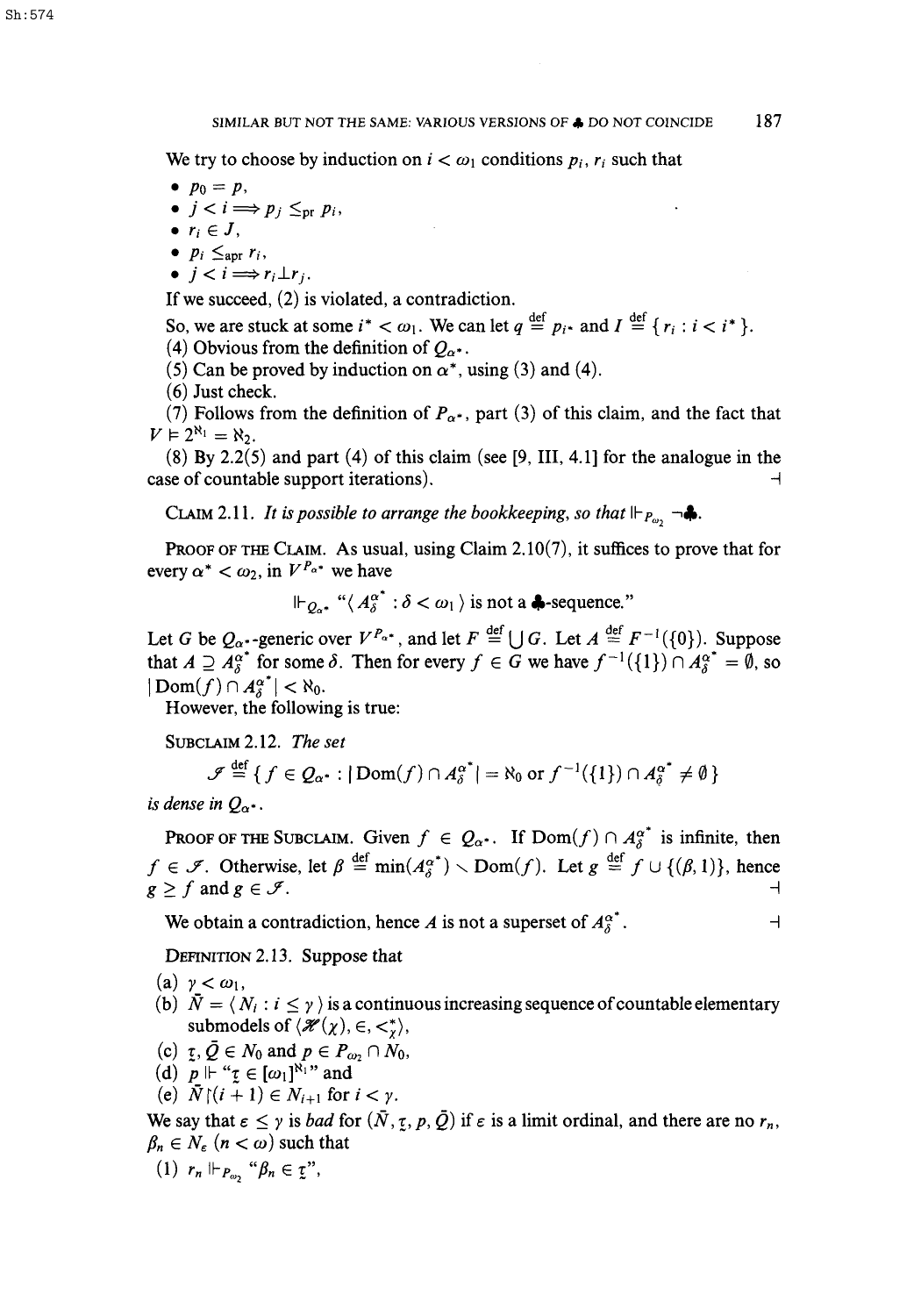We try to choose by induction on $i < \omega_1$ conditions $p_i$, $r_i$ such that

- $p_0 = p$,
- $j < i \Longrightarrow p_j \leq_{\rm pr} p_i$,
- $r_i \in J$,
- $p_i \leq_{\rm apr} r_i$,
- $j < i \Longrightarrow r_i \perp r_j$.

If we succeed, (2) is violated, a contradiction.

So, we are stuck at some $i^* < \omega_1$. We can let $q \stackrel{\rm def}{=} p_{i^*}$ and $I \stackrel{\rm def}{=} \{ r_i : i < i^* \}$.

(4) Obvious from the definition of $Q_{\alpha^*}$.

(5) Can be proved by induction on $\alpha^*$, using (3) and (4).

(6) Just check.

(7) Follows from the definition of $P_{\alpha^*}$, part (3) of this claim, and the fact that $V \models 2^{\aleph_1} = \aleph_2$.

(8) By 2.2(5) and part (4) of this claim (see [9, III, 4.1] for the analogue in the case of countable support iterations). ⊣

CLAIM 2.11. *It is possible to arrange the bookkeeping, so that* $\Vdash_{P_{\omega_2}} \neg ♣$.

PROOF OF THE CLAIM. As usual, using Claim 2.10(7), it suffices to prove that for every $\alpha^* < \omega_2$, in $V^{P_{\alpha^*}}$ we have

$$\Vdash_{Q_{\alpha^*}} \text{“}\langle A_\delta^{\alpha^*} : \delta < \omega_1 \rangle \text{ is not a ♣-sequence.”}$$

Let $G$ be $Q_{\alpha^*}$-generic over $V^{P_{\alpha^*}}$, and let $F \stackrel{\rm def}{=} \bigcup G$. Let $A \stackrel{\rm def}{=} F^{-1}(\{0\})$. Suppose that $A \supseteq A_\delta^{\alpha^*}$ for some $\delta$. Then for every $f \in G$ we have $f^{-1}(\{1\}) \cap A_\delta^{\alpha^*} = \emptyset$, so $|\operatorname{Dom}(f) \cap A_\delta^{\alpha^*}| < \aleph_0$.

However, the following is true:

SUBCLAIM 2.12. *The set*

$$\mathcal{J} \stackrel{\rm def}{=} \{ f \in Q_{\alpha^*} : |\operatorname{Dom}(f) \cap A_\delta^{\alpha^*}| = \aleph_0 \text{ or } f^{-1}(\{1\}) \cap A_\delta^{\alpha^*} \neq \emptyset \}$$

*is dense in* $Q_{\alpha^*}$.

PROOF OF THE SUBCLAIM. Given $f \in Q_{\alpha^*}$. If $\operatorname{Dom}(f) \cap A_\delta^{\alpha^*}$ is infinite, then $f \in \mathcal{J}$. Otherwise, let $\beta \stackrel{\rm def}{=} \min(A_\delta^{\alpha^*}) \setminus \operatorname{Dom}(f)$. Let $g \stackrel{\rm def}{=} f \cup \{(\beta, 1)\}$, hence $g \geq f$ and $g \in \mathcal{J}$. ⊣

We obtain a contradiction, hence $A$ is not a superset of $A_\delta^{\alpha^*}$. ⊣

DEFINITION 2.13. Suppose that

(a) $\gamma < \omega_1$,

(b) $\bar{N} = \langle N_i : i \leq \gamma \rangle$ is a continuous increasing sequence of countable elementary submodels of $(\mathcal{H}(\chi), \in, <_\chi^*)$,

(c) $\underset{\sim}{\tau}, \bar{Q} \in N_0$ and $p \in P_{\omega_2} \cap N_0$,

(d) $p \Vdash$ “$\underset{\sim}{\tau} \in [\omega_1]^{\aleph_1}$” and

(e) $\bar{N} \restriction (i+1) \in N_{i+1}$ for $i < \gamma$.

We say that $\varepsilon \leq \gamma$ is *bad* for $(\bar{N}, \underset{\sim}{\tau}, p, \bar{Q})$ if $\varepsilon$ is a limit ordinal, and there are no $r_n$, $\beta_n \in N_\varepsilon$ $(n < \omega)$ such that

(1) $r_n \Vdash_{P_{\omega_2}}$ “$\beta_n \in \underset{\sim}{\tau}$”,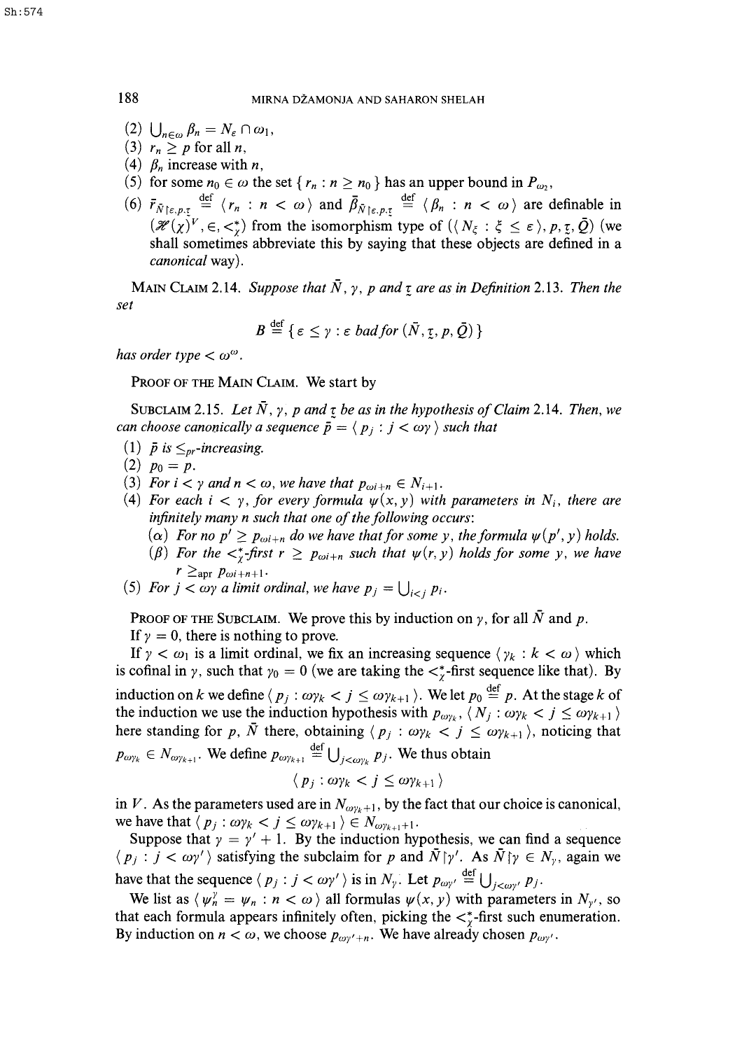(2) $\bigcup_{n\in\omega} \beta_n = N_\varepsilon \cap \omega_1$,

(3) $r_n \geq p$ for all $n$,

(4) $\beta_n$ increase with $n$,

(5) for some $n_0 \in \omega$ the set $\{ r_n : n \geq n_0 \}$ has an upper bound in $P_{\omega_2}$,

(6) $\bar{r}_{\bar{N}\restriction\varepsilon,p,\underset{\sim}{\tau}} \stackrel{\text{def}}{=} \langle r_n : n < \omega \rangle$ and $\bar{\beta}_{\bar{N}\restriction\varepsilon,p,\underset{\sim}{\tau}} \stackrel{\text{def}}{=} \langle \beta_n : n < \omega \rangle$ are definable in $(\mathscr{H}(\chi)^V, \in, <^*_\chi)$ from the isomorphism type of $(\langle N_\xi : \xi \leq \varepsilon \rangle, p, \underset{\sim}{\tau}, \bar{Q})$ (we shall sometimes abbreviate this by saying that these objects are defined in a *canonical* way).

MAIN CLAIM 2.14. *Suppose that $\bar{N}$, $\gamma$, $p$ and $\underset{\sim}{\tau}$ are as in Definition 2.13. Then the set*

$$B \stackrel{\text{def}}{=} \{ \varepsilon \leq \gamma : \varepsilon \text{ bad for } (\bar{N}, \underset{\sim}{\tau}, p, \bar{Q}) \}$$

*has order type $< \omega^\omega$.*

PROOF OF THE MAIN CLAIM. We start by

SUBCLAIM 2.15. *Let $\bar{N}$, $\gamma$, $p$ and $\underset{\sim}{\tau}$ be as in the hypothesis of Claim 2.14. Then, we can choose canonically a sequence $\bar{p} = \langle p_j : j < \omega\gamma \rangle$ such that*

(1) *$\bar{p}$ is $\leq_{pr}$-increasing.*

(2) *$p_0 = p$.*

(3) *For $i < \gamma$ and $n < \omega$, we have that $p_{\omega i+n} \in N_{i+1}$.*

(4) *For each $i < \gamma$, for every formula $\psi(x, y)$ with parameters in $N_i$, there are infinitely many $n$ such that one of the following occurs:*

($\alpha$) *For no $p' \geq p_{\omega i+n}$ do we have that for some $y$, the formula $\psi(p', y)$ holds.*

($\beta$) *For the $<^*_\chi$-first $r \geq p_{\omega i+n}$ such that $\psi(r, y)$ holds for some $y$, we have $r \geq_{\text{apr}} p_{\omega i+n+1}$.*

(5) *For $j < \omega\gamma$ a limit ordinal, we have $p_j = \bigcup_{i<j} p_i$.*

PROOF OF THE SUBCLAIM. We prove this by induction on $\gamma$, for all $\bar{N}$ and $p$.

If $\gamma = 0$, there is nothing to prove.

If $\gamma < \omega_1$ is a limit ordinal, we fix an increasing sequence $\langle \gamma_k : k < \omega \rangle$ which is cofinal in $\gamma$, such that $\gamma_0 = 0$ (we are taking the $<^*_\chi$-first sequence like that). By induction on $k$ we define $\langle p_j : \omega\gamma_k < j \leq \omega\gamma_{k+1} \rangle$. We let $p_0 \stackrel{\text{def}}{=} p$. At the stage $k$ of the induction we use the induction hypothesis with $p_{\omega\gamma_k}$, $\langle N_j : \omega\gamma_k < j \leq \omega\gamma_{k+1} \rangle$ here standing for $p$, $\bar{N}$ there, obtaining $\langle p_j : \omega\gamma_k < j \leq \omega\gamma_{k+1} \rangle$, noticing that $p_{\omega\gamma_k} \in N_{\omega\gamma_{k+1}}$. We define $p_{\omega\gamma_{k+1}} \stackrel{\text{def}}{=} \bigcup_{j<\omega\gamma_k} p_j$. We thus obtain

$$\langle p_j : \omega\gamma_k < j \leq \omega\gamma_{k+1} \rangle$$

in $V$. As the parameters used are in $N_{\omega\gamma_k+1}$, by the fact that our choice is canonical, we have that $\langle p_j : \omega\gamma_k < j \leq \omega\gamma_{k+1} \rangle \in N_{\omega\gamma_{k+1}+1}$.

Suppose that $\gamma = \gamma' + 1$. By the induction hypothesis, we can find a sequence $\langle p_j : j < \omega\gamma' \rangle$ satisfying the subclaim for $p$ and $\bar{N}\restriction\gamma'$. As $\bar{N}\restriction\gamma \in N_\gamma$, again we have that the sequence $\langle p_j : j < \omega\gamma' \rangle$ is in $N_\gamma$. Let $p_{\omega\gamma'} \stackrel{\text{def}}{=} \bigcup_{j<\omega\gamma'} p_j$.

We list as $\langle \psi_n^\gamma = \psi_n : n < \omega \rangle$ all formulas $\psi(x, y)$ with parameters in $N_{\gamma'}$, so that each formula appears infinitely often, picking the $<^*_\chi$-first such enumeration. By induction on $n < \omega$, we choose $p_{\omega\gamma'+n}$. We have already chosen $p_{\omega\gamma'}$.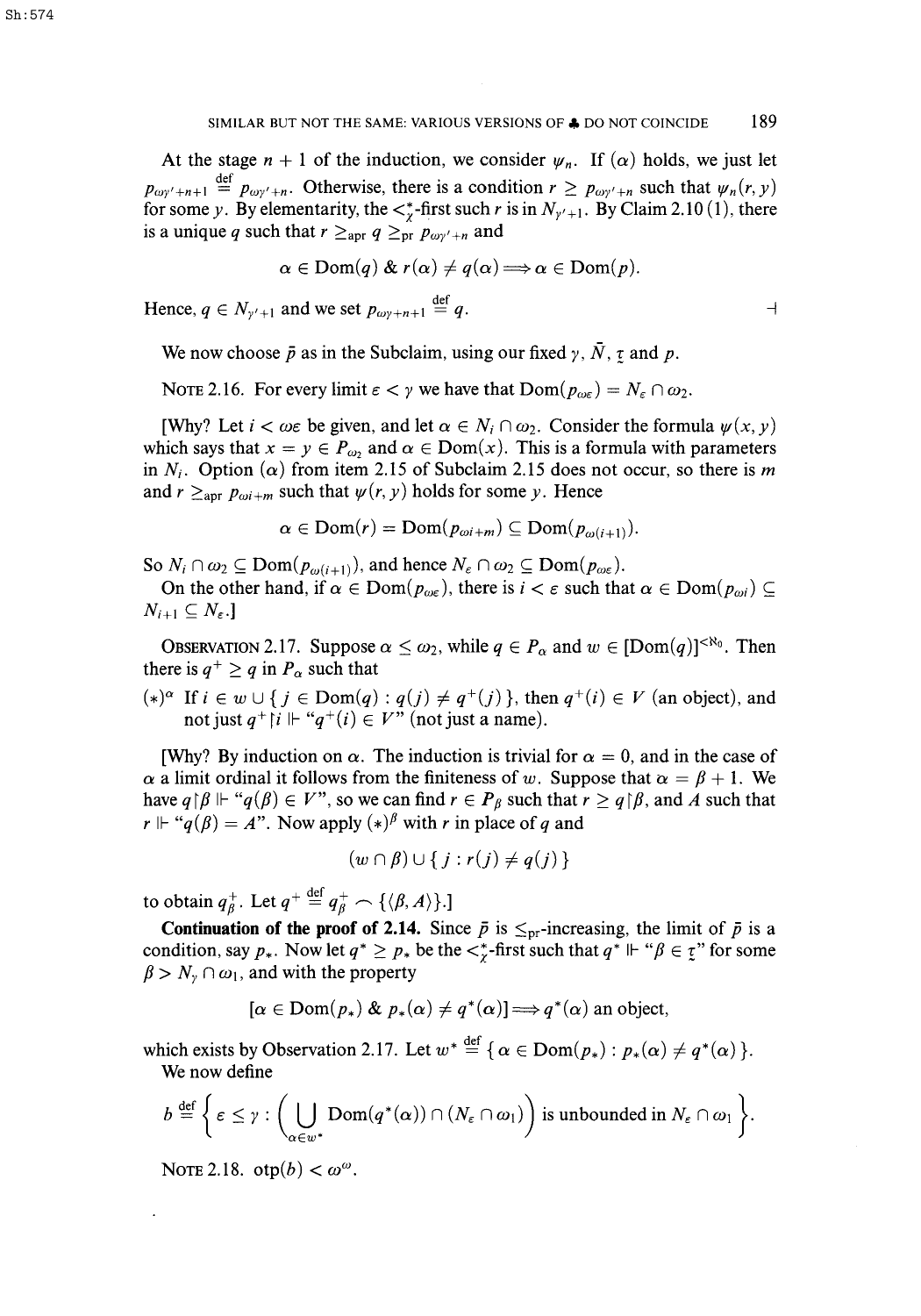At the stage $n+1$ of the induction, we consider $\psi_n$. If ($\alpha$) holds, we just let $p_{\omega\gamma'+n+1} \stackrel{\text{def}}{=} p_{\omega\gamma'+n}$. Otherwise, there is a condition $r \geq p_{\omega\gamma'+n}$ such that $\psi_n(r, y)$ for some $y$. By elementarity, the $<^*_\chi$-first such $r$ is in $N_{\gamma'+1}$. By Claim 2.10 (1), there is a unique $q$ such that $r \geq_{\text{apr}} q \geq_{\text{pr}} p_{\omega\gamma'+n}$ and

$$\alpha \in \text{Dom}(q) \;\&\; r(\alpha) \neq q(\alpha) \Longrightarrow \alpha \in \text{Dom}(p).$$

Hence, $q \in N_{\gamma'+1}$ and we set $p_{\omega\gamma+n+1} \stackrel{\text{def}}{=} q$. $\dashv$

We now choose $\bar{p}$ as in the Subclaim, using our fixed $\gamma$, $\bar{N}$, $\underset{\sim}{\tau}$ and $p$.

NOTE 2.16. For every limit $\varepsilon < \gamma$ we have that $\text{Dom}(p_{\omega\varepsilon}) = N_\varepsilon \cap \omega_2$.

[Why? Let $i < \omega\varepsilon$ be given, and let $\alpha \in N_i \cap \omega_2$. Consider the formula $\psi(x, y)$ which says that $x = y \in P_{\omega_2}$ and $\alpha \in \text{Dom}(x)$. This is a formula with parameters in $N_i$. Option ($\alpha$) from item 2.15 of Subclaim 2.15 does not occur, so there is $m$ and $r \geq_{\text{apr}} p_{\omega i+m}$ such that $\psi(r, y)$ holds for some $y$. Hence

$$\alpha \in \text{Dom}(r) = \text{Dom}(p_{\omega i+m}) \subseteq \text{Dom}(p_{\omega(i+1)}).$$

So $N_i \cap \omega_2 \subseteq \text{Dom}(p_{\omega(i+1)})$, and hence $N_\varepsilon \cap \omega_2 \subseteq \text{Dom}(p_{\omega\varepsilon})$.

On the other hand, if $\alpha \in \text{Dom}(p_{\omega\varepsilon})$, there is $i < \varepsilon$ such that $\alpha \in \text{Dom}(p_{\omega i}) \subseteq N_{i+1} \subseteq N_\varepsilon$.]

OBSERVATION 2.17. Suppose $\alpha \leq \omega_2$, while $q \in P_\alpha$ and $w \in [\text{Dom}(q)]^{<\aleph_0}$. Then there is $q^+ \geq q$ in $P_\alpha$ such that

$(*)^\alpha$ If $i \in w \cup \{\, j \in \text{Dom}(q) : q(j) \neq q^+(j)\,\}$, then $q^+(i) \in V$ (an object), and not just $q^+ \restriction i \Vdash$ "$q^+(i) \in V$" (not just a name).

[Why? By induction on $\alpha$. The induction is trivial for $\alpha = 0$, and in the case of $\alpha$ a limit ordinal it follows from the finiteness of $w$. Suppose that $\alpha = \beta + 1$. We have $q \restriction \beta \Vdash$ "$q(\beta) \in V$", so we can find $r \in P_\beta$ such that $r \geq q \restriction \beta$, and $A$ such that $r \Vdash$ "$q(\beta) = A$". Now apply $(*)^\beta$ with $r$ in place of $q$ and

$$(w \cap \beta) \cup \{\, j : r(j) \neq q(j)\,\}$$

to obtain $q^+_\beta$. Let $q^+ \stackrel{\text{def}}{=} q^+_\beta \frown \{\langle \beta, A\rangle\}$.]

**Continuation of the proof of 2.14.** Since $\bar{p}$ is $\leq_{\text{pr}}$-increasing, the limit of $\bar{p}$ is a condition, say $p_*$. Now let $q^* \geq p_*$ be the $<^*_\chi$-first such that $q^* \Vdash$ "$\beta \in \underset{\sim}{\tau}$" for some $\beta > N_\gamma \cap \omega_1$, and with the property

$$[\alpha \in \text{Dom}(p_*) \;\&\; p_*(\alpha) \neq q^*(\alpha)] \Longrightarrow q^*(\alpha) \text{ an object},$$

which exists by Observation 2.17. Let $w^* \stackrel{\text{def}}{=} \{\, \alpha \in \text{Dom}(p_*) : p_*(\alpha) \neq q^*(\alpha)\,\}$.

We now define

$$b \stackrel{\text{def}}{=} \left\{ \varepsilon \leq \gamma : \left( \bigcup_{\alpha \in w^*} \text{Dom}(q^*(\alpha)) \right) \cap (N_\varepsilon \cap \omega_1) \text{ is unbounded in } N_\varepsilon \cap \omega_1 \right\}.$$

NOTE 2.18. $\text{otp}(b) < \omega^\omega$.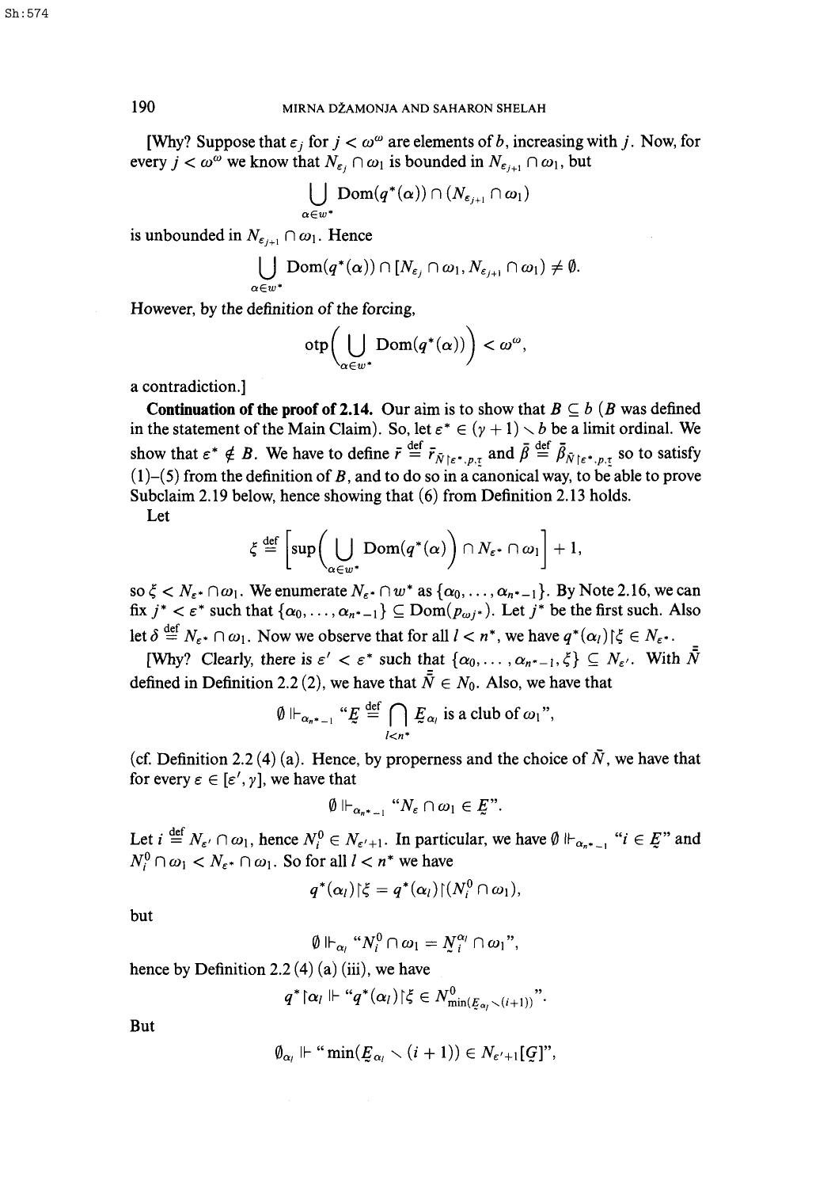[Why? Suppose that $\varepsilon_j$ for $j < \omega^\omega$ are elements of $b$, increasing with $j$. Now, for every $j < \omega^\omega$ we know that $N_{\varepsilon_j} \cap \omega_1$ is bounded in $N_{\varepsilon_{j+1}} \cap \omega_1$, but

$$\bigcup_{\alpha \in w^*} \mathrm{Dom}(q^*(\alpha)) \cap (N_{\varepsilon_{j+1}} \cap \omega_1)$$

is unbounded in $N_{\varepsilon_{j+1}} \cap \omega_1$. Hence

$$\bigcup_{\alpha \in w^*} \mathrm{Dom}(q^*(\alpha)) \cap [N_{\varepsilon_j} \cap \omega_1, N_{\varepsilon_{j+1}} \cap \omega_1) \neq \emptyset.$$

However, by the definition of the forcing,

$$\mathrm{otp}\Big(\bigcup_{\alpha \in w^*} \mathrm{Dom}(q^*(\alpha))\Big) < \omega^\omega,$$

a contradiction.]

**Continuation of the proof of 2.14.** Our aim is to show that $B \subseteq b$ ($B$ was defined in the statement of the Main Claim). So, let $\varepsilon^* \in (\gamma + 1) \setminus b$ be a limit ordinal. We show that $\varepsilon^* \notin B$. We have to define $\bar{r} \stackrel{\text{def}}{=} \bar{r}_{\bar{N} \restriction \varepsilon^*, p, \underset{\sim}{\tau}}$ and $\bar{\beta} \stackrel{\text{def}}{=} \bar{\beta}_{\bar{N} \restriction \varepsilon^*, p, \underset{\sim}{\tau}}$ so to satisfy (1)–(5) from the definition of $B$, and to do so in a canonical way, to be able to prove Subclaim 2.19 below, hence showing that (6) from Definition 2.13 holds.

Let

$$\xi \stackrel{\text{def}}{=} \Big[\sup\Big(\bigcup_{\alpha \in w^*} \mathrm{Dom}(q^*(\alpha))\Big) \cap N_{\varepsilon^*} \cap \omega_1\Big] + 1,$$

so $\xi < N_{\varepsilon^*} \cap \omega_1$. We enumerate $N_{\varepsilon^*} \cap w^*$ as $\{\alpha_0, \ldots, \alpha_{n^*-1}\}$. By Note 2.16, we can fix $j^* < \varepsilon^*$ such that $\{\alpha_0, \ldots, \alpha_{n^*-1}\} \subseteq \mathrm{Dom}(p_{\omega j^*})$. Let $j^*$ be the first such. Also let $\delta \stackrel{\text{def}}{=} N_{\varepsilon^*} \cap \omega_1$. Now we observe that for all $l < n^*$, we have $q^*(\alpha_l) \restriction \xi \in N_{\varepsilon^*}$.

[Why? Clearly, there is $\varepsilon' < \varepsilon^*$ such that $\{\alpha_0, \ldots, \alpha_{n^*-1}, \xi\} \subseteq N_{\varepsilon'}$. With $\bar{\bar{N}}$ defined in Definition 2.2 (2), we have that $\bar{\bar{N}} \in N_0$. Also, we have that

$$\emptyset \Vdash_{\alpha_{n^*-1}} \text{“}\underset{\sim}{E} \stackrel{\text{def}}{=} \bigcap_{l<n^*} \underset{\sim}{E}_{\alpha_l} \text{ is a club of } \omega_1\text{”},$$

(cf. Definition 2.2 (4) (a). Hence, by properness and the choice of $\bar{N}$, we have that for every $\varepsilon \in [\varepsilon', \gamma]$, we have that

$$\emptyset \Vdash_{\alpha_{n^*-1}} \text{“}N_\varepsilon \cap \omega_1 \in \underset{\sim}{E}\text{”}.$$

Let $i \stackrel{\text{def}}{=} N_{\varepsilon'} \cap \omega_1$, hence $N_i^0 \in N_{\varepsilon'+1}$. In particular, we have $\emptyset \Vdash_{\alpha_{n^*-1}}$ “$i \in \underset{\sim}{E}$” and $N_i^0 \cap \omega_1 < N_{\varepsilon^*} \cap \omega_1$. So for all $l < n^*$ we have

$$q^*(\alpha_l) \restriction \xi = q^*(\alpha_l) \restriction (N_i^0 \cap \omega_1),$$

but

$$\emptyset \Vdash_{\alpha_l} \text{“}N_i^0 \cap \omega_1 = \underset{\sim}{N}_i^{\alpha_l} \cap \omega_1\text{”},$$

hence by Definition 2.2 (4) (a) (iii), we have

$$q^* \restriction \alpha_l \Vdash \text{“}q^*(\alpha_l) \restriction \xi \in N^0_{\min(\underset{\sim}{E}_{\alpha_l} \setminus (i+1))}\text{”}.$$

But

$$\emptyset_{\alpha_l} \Vdash \text{“}\min(\underset{\sim}{E}_{\alpha_l} \setminus (i+1)) \in N_{\varepsilon'+1}[\underset{\sim}{G}]\text{”},$$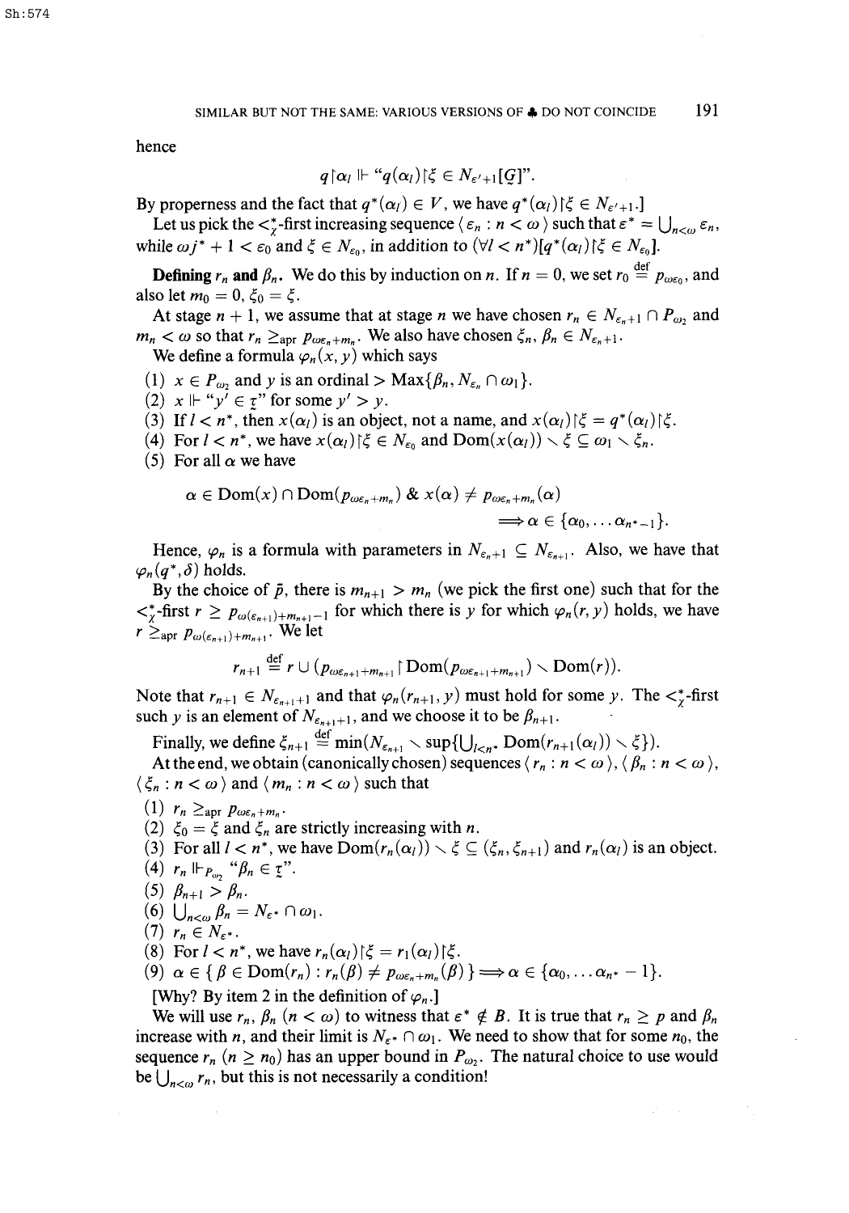hence

$$q \restriction \alpha_l \Vdash \text{“} q(\alpha_l) \restriction \xi \in N_{\varepsilon'+1}[\underset{\sim}{G}] \text{”}.$$

By properness and the fact that $q^*(\alpha_l) \in V$, we have $q^*(\alpha_l) \restriction \xi \in N_{\varepsilon'+1}$.]

Let us pick the $<^*_\chi$-first increasing sequence $\langle \varepsilon_n : n < \omega \rangle$ such that $\varepsilon^* = \bigcup_{n<\omega} \varepsilon_n$, while $\omega j^* + 1 < \varepsilon_0$ and $\xi \in N_{\varepsilon_0}$, in addition to $(\forall l < n^*)[q^*(\alpha_l) \restriction \xi \in N_{\varepsilon_0}]$.

**Defining $r_n$ and $\beta_n$.** We do this by induction on $n$. If $n = 0$, we set $r_0 \stackrel{\text{def}}{=} p_{\omega\varepsilon_0}$, and also let $m_0 = 0$, $\xi_0 = \xi$.

At stage $n + 1$, we assume that at stage $n$ we have chosen $r_n \in N_{\varepsilon_n+1} \cap P_{\omega_2}$ and $m_n < \omega$ so that $r_n \geq_{\text{apr}} p_{\omega\varepsilon_n+m_n}$. We also have chosen $\xi_n, \beta_n \in N_{\varepsilon_n+1}$.

We define a formula $\varphi_n(x, y)$ which says

(1) $x \in P_{\omega_2}$ and $y$ is an ordinal $> \operatorname{Max}\{\beta_n, N_{\varepsilon_n} \cap \omega_1\}$.
(2) $x \Vdash$ “$y' \in \underset{\sim}{\tau}$” for some $y' > y$.
(3) If $l < n^*$, then $x(\alpha_l)$ is an object, not a name, and $x(\alpha_l) \restriction \xi = q^*(\alpha_l) \restriction \xi$.
(4) For $l < n^*$, we have $x(\alpha_l) \restriction \xi \in N_{\varepsilon_0}$ and $\operatorname{Dom}(x(\alpha_l)) \setminus \xi \subseteq \omega_1 \setminus \xi_n$.
(5) For all $\alpha$ we have

$$\alpha \in \operatorname{Dom}(x) \cap \operatorname{Dom}(p_{\omega\varepsilon_n+m_n}) \;\&\; x(\alpha) \neq p_{\omega\varepsilon_n+m_n}(\alpha) \Longrightarrow \alpha \in \{\alpha_0, \ldots \alpha_{n^*-1}\}.$$

Hence, $\varphi_n$ is a formula with parameters in $N_{\varepsilon_n+1} \subseteq N_{\varepsilon_{n+1}}$. Also, we have that $\varphi_n(q^*, \delta)$ holds.

By the choice of $\bar{p}$, there is $m_{n+1} > m_n$ (we pick the first one) such that for the $<^*_\chi$-first $r \geq p_{\omega(\varepsilon_{n+1})+m_{n+1}-1}$ for which there is $y$ for which $\varphi_n(r, y)$ holds, we have $r \geq_{\text{apr}} p_{\omega(\varepsilon_{n+1})+m_{n+1}}$. We let

$$r_{n+1} \stackrel{\text{def}}{=} r \cup (p_{\omega\varepsilon_{n+1}+m_{n+1}} \restriction \operatorname{Dom}(p_{\omega\varepsilon_{n+1}+m_{n+1}}) \setminus \operatorname{Dom}(r)).$$

Note that $r_{n+1} \in N_{\varepsilon_{n+1}+1}$ and that $\varphi_n(r_{n+1}, y)$ must hold for some $y$. The $<^*_\chi$-first such $y$ is an element of $N_{\varepsilon_{n+1}+1}$, and we choose it to be $\beta_{n+1}$.

Finally, we define $\xi_{n+1} \stackrel{\text{def}}{=} \min(N_{\varepsilon_{n+1}} \setminus \sup\{\bigcup_{l<n^*} \operatorname{Dom}(r_{n+1}(\alpha_l)) \setminus \xi\})$.

At the end, we obtain (canonically chosen) sequences $\langle r_n : n < \omega \rangle$, $\langle \beta_n : n < \omega \rangle$, $\langle \xi_n : n < \omega \rangle$ and $\langle m_n : n < \omega \rangle$ such that

(1) $r_n \geq_{\text{apr}} p_{\omega\varepsilon_n+m_n}$.
(2) $\xi_0 = \xi$ and $\xi_n$ are strictly increasing with $n$.
(3) For all $l < n^*$, we have $\operatorname{Dom}(r_n(\alpha_l)) \setminus \xi \subseteq (\xi_n, \xi_{n+1})$ and $r_n(\alpha_l)$ is an object.
(4) $r_n \Vdash_{P_{\omega_2}}$ “$\beta_n \in \underset{\sim}{\tau}$”.
(5) $\beta_{n+1} > \beta_n$.
(6) $\bigcup_{n<\omega} \beta_n = N_{\varepsilon^*} \cap \omega_1$.
(7) $r_n \in N_{\varepsilon^*}$.
(8) For $l < n^*$, we have $r_n(\alpha_l) \restriction \xi = r_l(\alpha_l) \restriction \xi$.
(9) $\alpha \in \{\beta \in \operatorname{Dom}(r_n) : r_n(\beta) \neq p_{\omega\varepsilon_n+m_n}(\beta)\} \Longrightarrow \alpha \in \{\alpha_0, \ldots \alpha_{n^*} - 1\}$.

[Why? By item 2 in the definition of $\varphi_n$.]

We will use $r_n, \beta_n$ $(n < \omega)$ to witness that $\varepsilon^* \notin B$. It is true that $r_n \geq p$ and $\beta_n$ increase with $n$, and their limit is $N_{\varepsilon^*} \cap \omega_1$. We need to show that for some $n_0$, the sequence $r_n$ $(n \geq n_0)$ has an upper bound in $P_{\omega_2}$. The natural choice to use would be $\bigcup_{n<\omega} r_n$, but this is not necessarily a condition!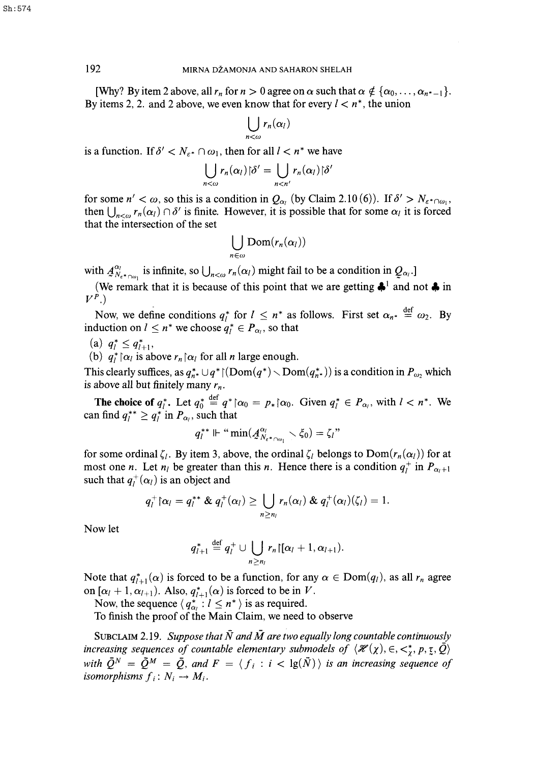[Why? By item 2 above, all $r_n$ for $n > 0$ agree on $\alpha$ such that $\alpha \notin \{\alpha_0, \dots, \alpha_{n^*-1}\}$. By items 2, 2. and 2 above, we even know that for every $l < n^*$, the union

$$\bigcup_{n<\omega} r_n(\alpha_l)$$

is a function. If $\delta' < N_{\varepsilon^*} \cap \omega_1$, then for all $l < n^*$ we have

$$\bigcup_{n<\omega} r_n(\alpha_l) \restriction \delta' = \bigcup_{n<n'} r_n(\alpha_l) \restriction \delta'$$

for some $n' < \omega$, so this is a condition in $Q_{\alpha_l}$ (by Claim 2.10 (6)). If $\delta' > N_{\varepsilon^* \cap \omega_1}$, then $\bigcup_{n<\omega} r_n(\alpha_l) \cap \delta'$ is finite. However, it is possible that for some $\alpha_l$ it is forced that the intersection of the set

$$\bigcup_{n\in\omega} \mathrm{Dom}(r_n(\alpha_l))$$

with $\underset{\sim}{A}^{\alpha_l}_{N_{\varepsilon^*} \cap \omega_1}$ is infinite, so $\bigcup_{n<\omega} r_n(\alpha_l)$ might fail to be a condition in $\underset{\sim}{Q}_{\alpha_l}$.]

(We remark that it is because of this point that we are getting $\clubsuit^1$ and not $\clubsuit$ in $V^P$.)

Now, we define conditions $q^*_l$ for $l \leq n^*$ as follows. First set $\alpha_{n^*} \stackrel{\text{def}}{=} \omega_2$. By induction on $l \leq n^*$ we choose $q^*_l \in P_{\alpha_l}$, so that

(a) $q^*_l \leq q^*_{l+1}$,

(b) $q^*_l \restriction \alpha_l$ is above $r_n \restriction \alpha_l$ for all $n$ large enough.

This clearly suffices, as $q^*_{n^*} \cup q^* \restriction (\mathrm{Dom}(q^*) \setminus \mathrm{Dom}(q^*_{n^*}))$ is a condition in $P_{\omega_2}$ which is above all but finitely many $r_n$.

**The choice of** $q^*_l$. Let $q^*_0 \stackrel{\text{def}}{=} q^* \restriction \alpha_0 = p_* \restriction \alpha_0$. Given $q^*_l \in P_{\alpha_l}$, with $l < n^*$. We can find $q^{**}_l \geq q^*_l$ in $P_{\alpha_l}$, such that

$$q^{**}_l \Vdash \text{“} \min(\underset{\sim}{A}^{\alpha_l}_{N_{\varepsilon^*} \cap \omega_1} \setminus \xi_0) = \zeta_l \text{”}$$

for some ordinal $\zeta_l$. By item 3, above, the ordinal $\zeta_l$ belongs to $\mathrm{Dom}(r_n(\alpha_l))$ for at most one $n$. Let $n_l$ be greater than this $n$. Hence there is a condition $q^+_l$ in $P_{\alpha_l+1}$ such that $q^+_l(\alpha_l)$ is an object and

$$q^+_l \restriction \alpha_l = q^{**}_l \;\&\; q^+_l(\alpha_l) \geq \bigcup_{n \geq n_l} r_n(\alpha_l) \;\&\; q^+_l(\alpha_l)(\zeta_l) = 1.$$

Now let

$$q^*_{l+1} \stackrel{\text{def}}{=} q^+_l \cup \bigcup_{n \geq n_l} r_n \restriction [\alpha_l + 1, \alpha_{l+1}).$$

Note that $q^*_{l+1}(\alpha)$ is forced to be a function, for any $\alpha \in \mathrm{Dom}(q_l)$, as all $r_n$ agree on $[\alpha_l + 1, \alpha_{l+1})$. Also, $q^*_{l+1}(\alpha)$ is forced to be in $V$.

Now, the sequence $\langle q^*_{\alpha_l} : l \leq n^* \rangle$ is as required.

To finish the proof of the Main Claim, we need to observe

SUBCLAIM 2.19. *Suppose that $\bar{N}$ and $\bar{M}$ are two equally long countable continuously increasing sequences of countable elementary submodels of $\langle \mathcal{H}(\chi), \in, <^*_\chi, p, \underset{\sim}{\tau}, \bar{Q} \rangle$ with $\bar{Q}^N = \bar{Q}^M = \bar{Q}$, and $F = \langle f_i : i < \lg(\bar{N}) \rangle$ is an increasing sequence of isomorphisms $f_i : N_i \to M_i$.*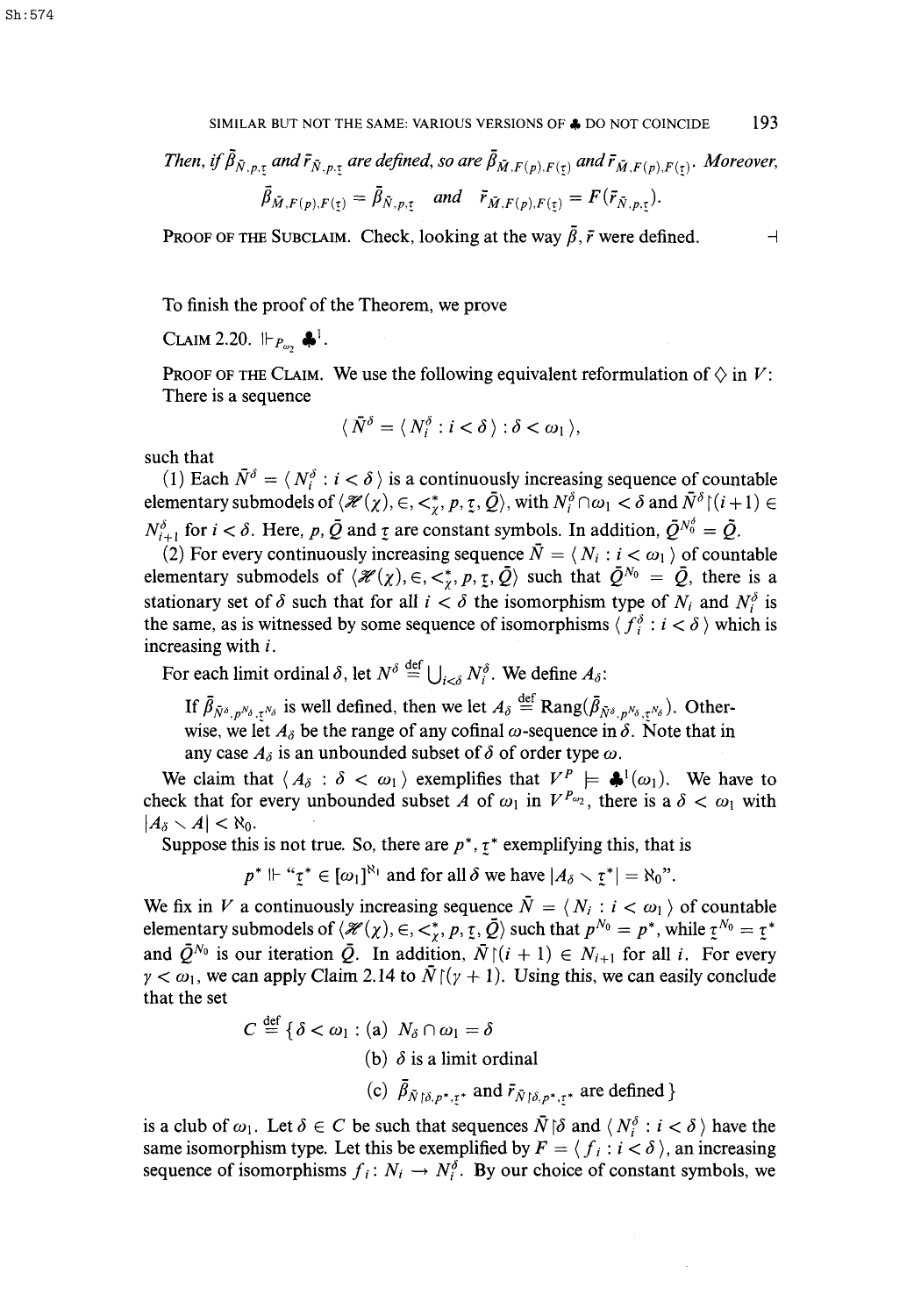*Then, if $\bar{\beta}_{\bar{N},p,\underset{\sim}{\tau}}$ and $\bar{r}_{\bar{N},p,\underset{\sim}{\tau}}$ are defined, so are $\bar{\beta}_{\bar{M},F(p),F(\underset{\sim}{\tau})}$ and $\bar{r}_{\bar{M},F(p),F(\underset{\sim}{\tau})}$. Moreover,*

$$\bar{\beta}_{\bar{M},F(p),F(\underset{\sim}{\tau})} = \bar{\beta}_{\bar{N},p,\underset{\sim}{\tau}} \quad \text{and} \quad \bar{r}_{\bar{M},F(p),F(\underset{\sim}{\tau})} = F(\bar{r}_{\bar{N},p,\underset{\sim}{\tau}}).$$

PROOF OF THE SUBCLAIM. Check, looking at the way $\bar{\beta}, \bar{r}$ were defined. $\dashv$

To finish the proof of the Theorem, we prove

CLAIM 2.20. $\Vdash_{P_{\omega_2}} \clubsuit^1$.

PROOF OF THE CLAIM. We use the following equivalent reformulation of $\diamondsuit$ in $V$: There is a sequence

$$\langle \bar{N}^\delta = \langle N_i^\delta : i < \delta \rangle : \delta < \omega_1 \rangle,$$

such that

(1) Each $\bar{N}^\delta = \langle N_i^\delta : i < \delta \rangle$ is a continuously increasing sequence of countable elementary submodels of $\langle \mathscr{H}(\chi), \in, <^*_\chi, p, \underset{\sim}{\tau}, \bar{Q} \rangle$, with $N_i^\delta \cap \omega_1 < \delta$ and $\bar{N}^\delta \restriction (i+1) \in N_{i+1}^\delta$ for $i < \delta$. Here, $p$, $\bar{Q}$ and $\underset{\sim}{\tau}$ are constant symbols. In addition, $\bar{Q}^{N_0^\delta} = \bar{Q}$.

(2) For every continuously increasing sequence $\bar{N} = \langle N_i : i < \omega_1 \rangle$ of countable elementary submodels of $\langle \mathscr{H}(\chi), \in, <^*_\chi, p, \underset{\sim}{\tau}, \bar{Q} \rangle$ such that $\bar{Q}^{N_0} = \bar{Q}$, there is a stationary set of $\delta$ such that for all $i < \delta$ the isomorphism type of $N_i$ and $N_i^\delta$ is the same, as is witnessed by some sequence of isomorphisms $\langle f_i^\delta : i < \delta \rangle$ which is increasing with $i$.

For each limit ordinal $\delta$, let $N^\delta \stackrel{\text{def}}{=} \bigcup_{i<\delta} N_i^\delta$. We define $A_\delta$:

> If $\bar{\beta}_{\bar{N}^\delta, p^{N_\delta}, \underset{\sim}{\tau}^{N_\delta}}$ is well defined, then we let $A_\delta \stackrel{\text{def}}{=} \operatorname{Rang}(\bar{\beta}_{\bar{N}^\delta, p^{N_\delta}, \underset{\sim}{\tau}^{N_\delta}})$. Otherwise, we let $A_\delta$ be the range of any cofinal $\omega$-sequence in $\delta$. Note that in any case $A_\delta$ is an unbounded subset of $\delta$ of order type $\omega$.

We claim that $\langle A_\delta : \delta < \omega_1 \rangle$ exemplifies that $V^P \models \clubsuit^1(\omega_1)$. We have to check that for every unbounded subset $A$ of $\omega_1$ in $V^{P_{\omega_2}}$, there is a $\delta < \omega_1$ with $|A_\delta \setminus A| < \aleph_0$.

Suppose this is not true. So, there are $p^*, \underset{\sim}{\tau}^*$ exemplifying this, that is

$$p^* \Vdash \text{“}\underset{\sim}{\tau}^* \in [\omega_1]^{\aleph_1} \text{ and for all } \delta \text{ we have } |A_\delta \setminus \underset{\sim}{\tau}^*| = \aleph_0\text{”}.$$

We fix in $V$ a continuously increasing sequence $\bar{N} = \langle N_i : i < \omega_1 \rangle$ of countable elementary submodels of $\langle \mathscr{H}(\chi), \in, <^*_\chi, p, \underset{\sim}{\tau}, \bar{Q} \rangle$ such that $p^{N_0} = p^*$, while $\underset{\sim}{\tau}^{N_0} = \underset{\sim}{\tau}^*$ and $\bar{Q}^{N_0}$ is our iteration $\bar{Q}$. In addition, $\bar{N} \restriction (i+1) \in N_{i+1}$ for all $i$. For every $\gamma < \omega_1$, we can apply Claim 2.14 to $\bar{N} \restriction (\gamma + 1)$. Using this, we can easily conclude that the set

$$C \stackrel{\text{def}}{=} \{\delta < \omega_1 : \text{(a) } N_\delta \cap \omega_1 = \delta$$
$$\text{(b) } \delta \text{ is a limit ordinal}$$
$$\text{(c) } \bar{\beta}_{\bar{N} \restriction \delta, p^*, \underset{\sim}{\tau}^*} \text{ and } \bar{r}_{\bar{N} \restriction \delta, p^*, \underset{\sim}{\tau}^*} \text{ are defined}\}$$

is a club of $\omega_1$. Let $\delta \in C$ be such that sequences $\bar{N} \restriction \delta$ and $\langle N_i^\delta : i < \delta \rangle$ have the same isomorphism type. Let this be exemplified by $F = \langle f_i : i < \delta \rangle$, an increasing sequence of isomorphisms $f_i : N_i \to N_i^\delta$. By our choice of constant symbols, we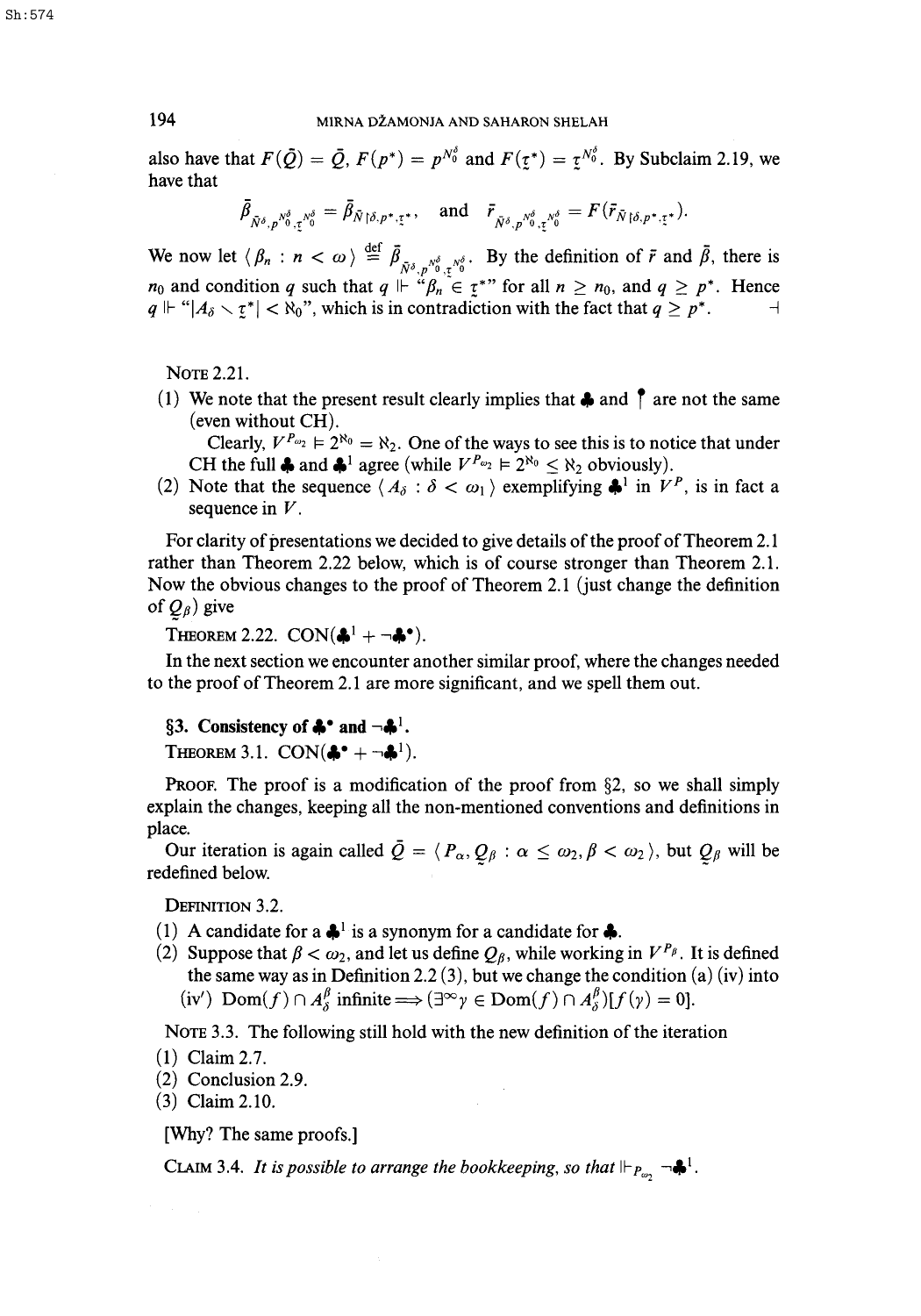also have that $F(\bar{Q}) = \bar{Q}$, $F(p^*) = p^{N_0^\delta}$ and $F(\underset{\sim}{\tau}^*) = \underset{\sim}{\tau}^{N_0^\delta}$. By Subclaim 2.19, we have that

$$\bar{\beta}_{\bar{N}^\delta, p^{N_0^\delta}, \underset{\sim}{\tau}^{N_0^\delta}} = \bar{\beta}_{\bar{N} \restriction \delta, p^*, \underset{\sim}{\tau}^*}, \quad \text{and} \quad \bar{r}_{\bar{N}^\delta, p^{N_0^\delta}, \underset{\sim}{\tau}^{N_0^\delta}} = F(\bar{r}_{\bar{N} \restriction \delta, p^*, \underset{\sim}{\tau}^*}).$$

We now let $\langle \beta_n : n < \omega \rangle \stackrel{\text{def}}{=} \bar{\beta}_{\bar{N}^\delta, p^{N_0^\delta}, \underset{\sim}{\tau}^{N_0^\delta}}$. By the definition of $\bar{r}$ and $\bar{\beta}$, there is $n_0$ and condition $q$ such that $q \Vdash$ "$\beta_n \in \underset{\sim}{\tau}^*$" for all $n \geq n_0$, and $q \geq p^*$. Hence $q \Vdash$ "$|A_\delta \setminus \underset{\sim}{\tau}^*| < \aleph_0$", which is in contradiction with the fact that $q \geq p^*$. ⊣

NOTE 2.21.

(1) We note that the present result clearly implies that ♣ and $\uparrow$ are not the same (even without CH).

Clearly, $V^{P_{\omega_2}} \models 2^{\aleph_0} = \aleph_2$. One of the ways to see this is to notice that under CH the full ♣ and $♣^1$ agree (while $V^{P_{\omega_2}} \models 2^{\aleph_0} \leq \aleph_2$ obviously).

(2) Note that the sequence $\langle A_\delta : \delta < \omega_1 \rangle$ exemplifying $♣^1$ in $V^P$, is in fact a sequence in $V$.

For clarity of presentations we decided to give details of the proof of Theorem 2.1 rather than Theorem 2.22 below, which is of course stronger than Theorem 2.1. Now the obvious changes to the proof of Theorem 2.1 (just change the definition of $\underset{\sim}{Q}_\beta$) give

THEOREM 2.22. CON($♣^1 + \neg ♣^\bullet$).

In the next section we encounter another similar proof, where the changes needed to the proof of Theorem 2.1 are more significant, and we spell them out.

## §3. Consistency of $♣^\bullet$ and $\neg ♣^1$.

THEOREM 3.1. CON($♣^\bullet + \neg ♣^1$).

PROOF. The proof is a modification of the proof from §2, so we shall simply explain the changes, keeping all the non-mentioned conventions and definitions in place.

Our iteration is again called $\bar{Q} = \langle P_\alpha, \underset{\sim}{Q}_\beta : \alpha \leq \omega_2, \beta < \omega_2 \rangle$, but $\underset{\sim}{Q}_\beta$ will be redefined below.

DEFINITION 3.2.

(1) A candidate for a $♣^1$ is a synonym for a candidate for ♣.

(2) Suppose that $\beta < \omega_2$, and let us define $Q_\beta$, while working in $V^{P_\beta}$. It is defined the same way as in Definition 2.2 (3), but we change the condition (a) (iv) into (iv') $\mathrm{Dom}(f) \cap A_\delta^\beta$ infinite $\Longrightarrow (\exists^\infty \gamma \in \mathrm{Dom}(f) \cap A_\delta^\beta)[f(\gamma) = 0]$.

NOTE 3.3. The following still hold with the new definition of the iteration

(1) Claim 2.7.

(2) Conclusion 2.9.

(3) Claim 2.10.

[Why? The same proofs.]

CLAIM 3.4. *It is possible to arrange the bookkeeping, so that* $\Vdash_{P_{\omega_2}} \neg ♣^1$.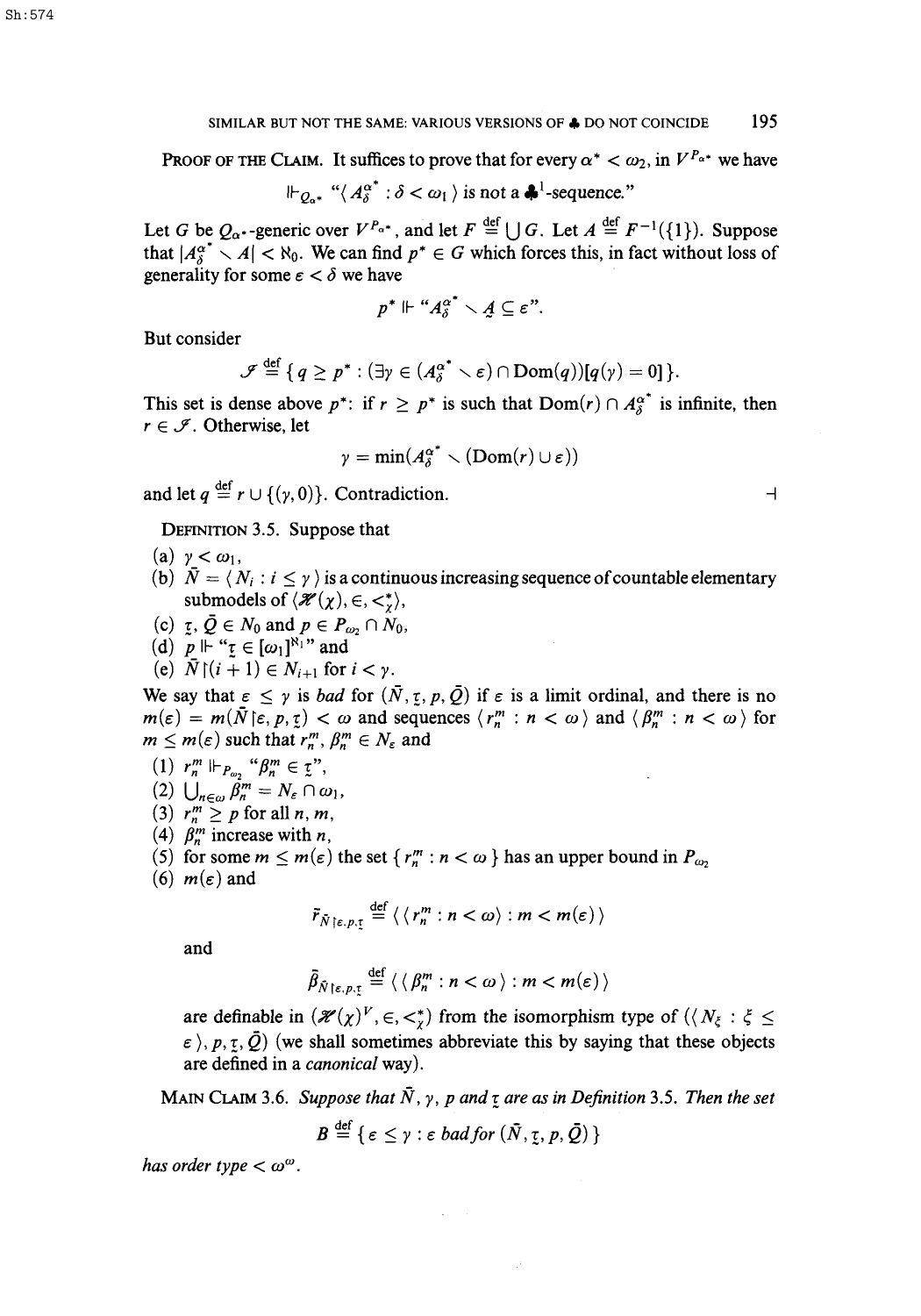**Proof of the Claim.** It suffices to prove that for every $\alpha^* < \omega_2$, in $V^{P_{\alpha^*}}$ we have

$$\Vdash_{Q_{\alpha^*}} \text{“}\langle A^{\alpha^*}_\delta : \delta < \omega_1 \rangle \text{ is not a } \clubsuit^1\text{-sequence.”}$$

Let $G$ be $Q_{\alpha^*}$-generic over $V^{P_{\alpha^*}}$, and let $F \stackrel{\text{def}}{=} \bigcup G$. Let $A \stackrel{\text{def}}{=} F^{-1}(\{1\})$. Suppose that $|A^{\alpha^*}_\delta \setminus A| < \aleph_0$. We can find $p^* \in G$ which forces this, in fact without loss of generality for some $\varepsilon < \delta$ we have

$$p^* \Vdash \text{“}A^{\alpha^*}_\delta \setminus \underset{\sim}{A} \subseteq \varepsilon\text{”}.$$

But consider

$$\mathcal{I} \stackrel{\text{def}}{=} \{ q \geq p^* : (\exists \gamma \in (A^{\alpha^*}_\delta \setminus \varepsilon) \cap \text{Dom}(q))[q(\gamma) = 0] \}.$$

This set is dense above $p^*$: if $r \geq p^*$ is such that $\text{Dom}(r) \cap A^{\alpha^*}_\delta$ is infinite, then $r \in \mathcal{I}$. Otherwise, let

$$\gamma = \min(A^{\alpha^*}_\delta \setminus (\text{Dom}(r) \cup \varepsilon))$$

and let $q \stackrel{\text{def}}{=} r \cup \{(\gamma, 0)\}$. Contradiction. $\dashv$

**Definition 3.5.** Suppose that

(a) $\gamma < \omega_1$,

(b) $\bar{N} = \langle N_i : i \leq \gamma \rangle$ is a continuous increasing sequence of countable elementary submodels of $\langle \mathcal{H}(\chi), \in, <^*_\chi \rangle$,

(c) $\underset{\sim}{\tau}, \bar{Q} \in N_0$ and $p \in P_{\omega_2} \cap N_0$,

(d) $p \Vdash \text{“}\underset{\sim}{\tau} \in [\omega_1]^{\aleph_1}\text{”}$ and

(e) $\bar{N} \restriction (i+1) \in N_{i+1}$ for $i < \gamma$.

We say that $\varepsilon \leq \gamma$ is *bad* for $(\bar{N}, \underset{\sim}{\tau}, p, \bar{Q})$ if $\varepsilon$ is a limit ordinal, and there is no $m(\varepsilon) = m(\bar{N} \restriction \varepsilon, p, \underset{\sim}{\tau}) < \omega$ and sequences $\langle r^m_n : n < \omega \rangle$ and $\langle \beta^m_n : n < \omega \rangle$ for $m \leq m(\varepsilon)$ such that $r^m_n, \beta^m_n \in N_\varepsilon$ and

(1) $r^m_n \Vdash_{P_{\omega_2}} \text{“}\beta^m_n \in \underset{\sim}{\tau}\text{”}$,

(2) $\bigcup_{n \in \omega} \beta^m_n = N_\varepsilon \cap \omega_1$,

(3) $r^m_n \geq p$ for all $n, m$,

(4) $\beta^m_n$ increase with $n$,

(5) for some $m \leq m(\varepsilon)$ the set $\{ r^m_n : n < \omega \}$ has an upper bound in $P_{\omega_2}$

(6) $m(\varepsilon)$ and

$$\bar{r}_{\bar{N} \restriction \varepsilon, p, \underset{\sim}{\tau}} \stackrel{\text{def}}{=} \langle \langle r^m_n : n < \omega \rangle : m < m(\varepsilon) \rangle$$

and

$$\bar{\beta}_{\bar{N} \restriction \varepsilon, p, \underset{\sim}{\tau}} \stackrel{\text{def}}{=} \langle \langle \beta^m_n : n < \omega \rangle : m < m(\varepsilon) \rangle$$

are definable in $(\mathcal{H}(\chi)^V, \in, <^*_\chi)$ from the isomorphism type of $(\langle N_\xi : \xi \leq \varepsilon \rangle, p, \underset{\sim}{\tau}, \bar{Q})$ (we shall sometimes abbreviate this by saying that these objects are defined in a *canonical* way).

**Main Claim 3.6.** *Suppose that $\bar{N}$, $\gamma$, $p$ and $\underset{\sim}{\tau}$ are as in Definition 3.5. Then the set*

$$B \stackrel{\text{def}}{=} \{ \varepsilon \leq \gamma : \varepsilon \text{ bad for } (\bar{N}, \underset{\sim}{\tau}, p, \bar{Q}) \}$$

*has order type $< \omega^\omega$.*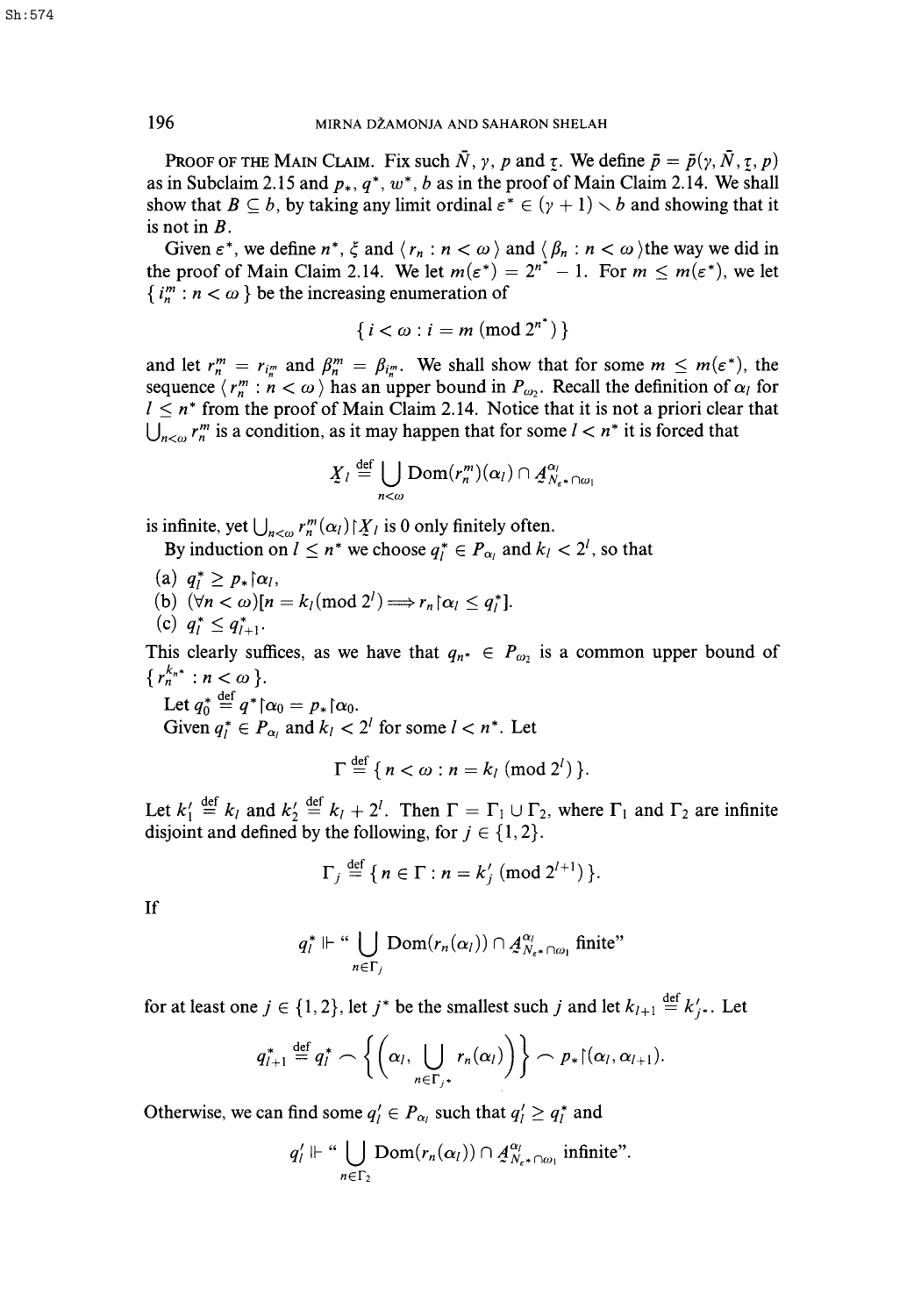**Proof of the Main Claim.** Fix such $\bar{N}$, $\gamma$, $p$ and $\underset{\sim}{\tau}$. We define $\bar{p} = \bar{p}(\gamma, \bar{N}, \underset{\sim}{\tau}, p)$ as in Subclaim 2.15 and $p_*$, $q^*$, $w^*$, $b$ as in the proof of Main Claim 2.14. We shall show that $B \subseteq b$, by taking any limit ordinal $\varepsilon^* \in (\gamma + 1) \setminus b$ and showing that it is not in $B$.

Given $\varepsilon^*$, we define $n^*$, $\xi$ and $\langle r_n : n < \omega \rangle$ and $\langle \beta_n : n < \omega \rangle$ the way we did in the proof of Main Claim 2.14. We let $m(\varepsilon^*) = 2^{n^*} - 1$. For $m \leq m(\varepsilon^*)$, we let $\{ i^m_n : n < \omega \}$ be the increasing enumeration of

$$\{ i < \omega : i = m \ (\mathrm{mod}\ 2^{n^*}) \}$$

and let $r^m_n = r_{i^m_n}$ and $\beta^m_n = \beta_{i^m_n}$. We shall show that for some $m \leq m(\varepsilon^*)$, the sequence $\langle r^m_n : n < \omega \rangle$ has an upper bound in $P_{\omega_2}$. Recall the definition of $\alpha_l$ for $l \leq n^*$ from the proof of Main Claim 2.14. Notice that it is not a priori clear that $\bigcup_{n<\omega} r^m_n$ is a condition, as it may happen that for some $l < n^*$ it is forced that

$$\underset{\sim}{X}_l \overset{\mathrm{def}}{=} \bigcup_{n<\omega} \mathrm{Dom}(r^m_n)(\alpha_l) \cap \underset{\sim}{A}^{\alpha_l}_{N_{\varepsilon^*} \cap \omega_1}$$

is infinite, yet $\bigcup_{n<\omega} r^m_n(\alpha_l) \restriction \underset{\sim}{X}_l$ is 0 only finitely often.

By induction on $l \leq n^*$ we choose $q^*_l \in P_{\alpha_l}$ and $k_l < 2^l$, so that

(a) $q^*_l \geq p_* \restriction \alpha_l$,

(b) $(\forall n < \omega)[n = k_l (\mathrm{mod}\ 2^l) \Longrightarrow r_n \restriction \alpha_l \leq q^*_l]$.

(c) $q^*_l \leq q^*_{l+1}$.

This clearly suffices, as we have that $q_{n^*} \in P_{\omega_2}$ is a common upper bound of $\{ r^{k_{n^*}}_n : n < \omega \}$.

Let $q^*_0 \overset{\mathrm{def}}{=} q^* \restriction \alpha_0 = p_* \restriction \alpha_0$.

Given $q^*_l \in P_{\alpha_l}$ and $k_l < 2^l$ for some $l < n^*$. Let

$$\Gamma \overset{\mathrm{def}}{=} \{ n < \omega : n = k_l \ (\mathrm{mod}\ 2^l) \}.$$

Let $k'_1 \overset{\mathrm{def}}{=} k_l$ and $k'_2 \overset{\mathrm{def}}{=} k_l + 2^l$. Then $\Gamma = \Gamma_1 \cup \Gamma_2$, where $\Gamma_1$ and $\Gamma_2$ are infinite disjoint and defined by the following, for $j \in \{1, 2\}$.

$$\Gamma_j \overset{\mathrm{def}}{=} \{ n \in \Gamma : n = k'_j \ (\mathrm{mod}\ 2^{l+1}) \}.$$

If

$$q^*_l \Vdash \text{“} \bigcup_{n \in \Gamma_j} \mathrm{Dom}(r_n(\alpha_l)) \cap \underset{\sim}{A}^{\alpha_l}_{N_{\varepsilon^*} \cap \omega_1} \text{ finite”}$$

for at least one $j \in \{1, 2\}$, let $j^*$ be the smallest such $j$ and let $k_{l+1} \overset{\mathrm{def}}{=} k'_{j^*}$. Let

$$q^*_{l+1} \overset{\mathrm{def}}{=} q^*_l \frown \left\{ \left( \alpha_l, \bigcup_{n \in \Gamma_{j^*}} r_n(\alpha_l) \right) \right\} \frown p_* \restriction (\alpha_l, \alpha_{l+1}).$$

Otherwise, we can find some $q'_l \in P_{\alpha_l}$ such that $q'_l \geq q^*_l$ and

$$q'_l \Vdash \text{“} \bigcup_{n \in \Gamma_2} \mathrm{Dom}(r_n(\alpha_l)) \cap \underset{\sim}{A}^{\alpha_l}_{N_{\varepsilon^*} \cap \omega_1} \text{ infinite”}.$$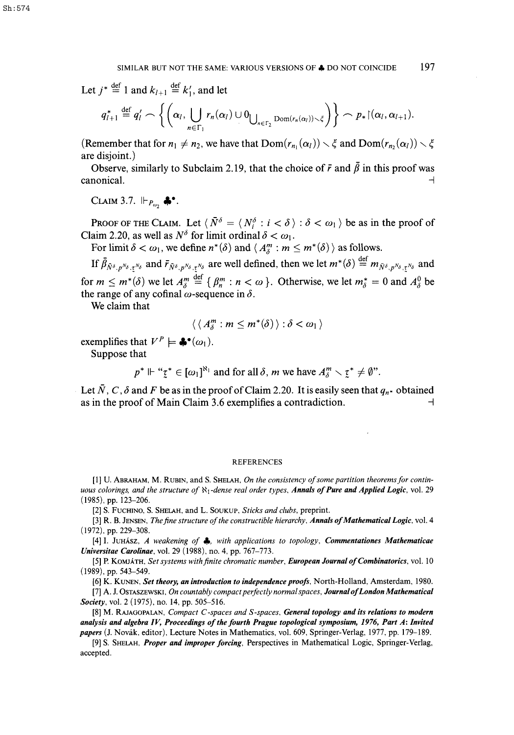Let $j^* \stackrel{\text{def}}{=} 1$ and $k_{l+1} \stackrel{\text{def}}{=} k'_1$, and let

$$q^*_{l+1} \stackrel{\text{def}}{=} q'_l \frown \left\{ \left( \alpha_l, \bigcup_{n \in \Gamma_1} r_n(\alpha_l) \cup 0_{\bigcup_{n\in\Gamma_2} \text{Dom}(r_n(\alpha_l)) \setminus \xi} \right) \right\} \frown p_* \restriction (\alpha_l, \alpha_{l+1}).$$

(Remember that for $n_1 \neq n_2$, we have that $\text{Dom}(r_{n_1}(\alpha_l)) \setminus \xi$ and $\text{Dom}(r_{n_2}(\alpha_l)) \setminus \xi$ are disjoint.)

Observe, similarly to Subclaim 2.19, that the choice of $\bar{r}$ and $\bar{\beta}$ in this proof was canonical. $\dashv$

CLAIM 3.7. $\Vdash_{P_{\omega_2}} \clubsuit^\bullet$.

PROOF OF THE CLAIM. Let $\langle \bar{N}^\delta = \langle N^\delta_i : i < \delta \rangle : \delta < \omega_1 \rangle$ be as in the proof of Claim 2.20, as well as $N^\delta$ for limit ordinal $\delta < \omega_1$.

For limit $\delta < \omega_1$, we define $n^*(\delta)$ and $\langle A^m_\delta : m \leq m^*(\delta) \rangle$ as follows.

If $\bar{\beta}_{\bar{N}^\delta, p^{N_\delta}, \underset{\sim}{\tau}^{N_\delta}}$ and $\bar{r}_{\bar{N}^\delta, p^{N_\delta}, \underset{\sim}{\tau}^{N_\delta}}$ are well defined, then we let $m^*(\delta) \stackrel{\text{def}}{=} m_{\bar{N}^\delta, p^{N_\delta}, \underset{\sim}{\tau}^{N_\delta}}$ and for $m \leq m^*(\delta)$ we let $A^m_\delta \stackrel{\text{def}}{=} \{ \beta^m_n : n < \omega \}$. Otherwise, we let $m^*_\delta = 0$ and $A^0_\delta$ be the range of any cofinal $\omega$-sequence in $\delta$.

We claim that

$$\langle \langle A^m_\delta : m \leq m^*(\delta) \rangle : \delta < \omega_1 \rangle$$

exemplifies that $V^P \models \clubsuit^\bullet(\omega_1)$.

Suppose that

$$p^* \Vdash \text{“}\underset{\sim}{\tau}^* \in [\omega_1]^{\aleph_1} \text{ and for all } \delta, m \text{ we have } A^m_\delta \setminus \underset{\sim}{\tau}^* \neq \emptyset\text{”}.$$

Let $\bar{N}$, $C$, $\delta$ and $F$ be as in the proof of Claim 2.20. It is easily seen that $q_{n^*}$ obtained as in the proof of Main Claim 3.6 exemplifies a contradiction. $\dashv$

## REFERENCES

[1] U. Abraham, M. Rubin, and S. Shelah, *On the consistency of some partition theorems for continuous colorings, and the structure of $\aleph_1$-dense real order types*, ***Annals of Pure and Applied Logic***, vol. 29 (1985), pp. 123–206.

[2] S. Fuchino, S. Shelah, and L. Soukup, *Sticks and clubs*, preprint.

[3] R. B. Jensen, *The fine structure of the constructible hierarchy*, ***Annals of Mathematical Logic***, vol. 4 (1972), pp. 229–308.

[4] I. Juhász, *A weakening of $\clubsuit$, with applications to topology*, ***Commentationes Mathematicae Universitae Carolinae***, vol. 29 (1988), no. 4, pp. 767–773.

[5] P. Komjáth, *Set systems with finite chromatic number*, ***European Journal of Combinatorics***, vol. 10 (1989), pp. 543–549.

[6] K. Kunen, ***Set theory, an introduction to independence proofs***, North-Holland, Amsterdam, 1980.

[7] A. J. Ostaszewski, *On countably compact perfectly normal spaces*, ***Journal of London Mathematical Society***, vol. 2 (1975), no. 14, pp. 505–516.

[8] M. Rajagopalan, *Compact C-spaces and S-spaces*, ***General topology and its relations to modern analysis and algebra IV, Proceedings of the fourth Prague topological symposium, 1976, Part A: Invited papers*** (J. Novák, editor), Lecture Notes in Mathematics, vol. 609, Springer-Verlag, 1977, pp. 179–189.

[9] S. Shelah, ***Proper and improper forcing***, Perspectives in Mathematical Logic, Springer-Verlag, accepted.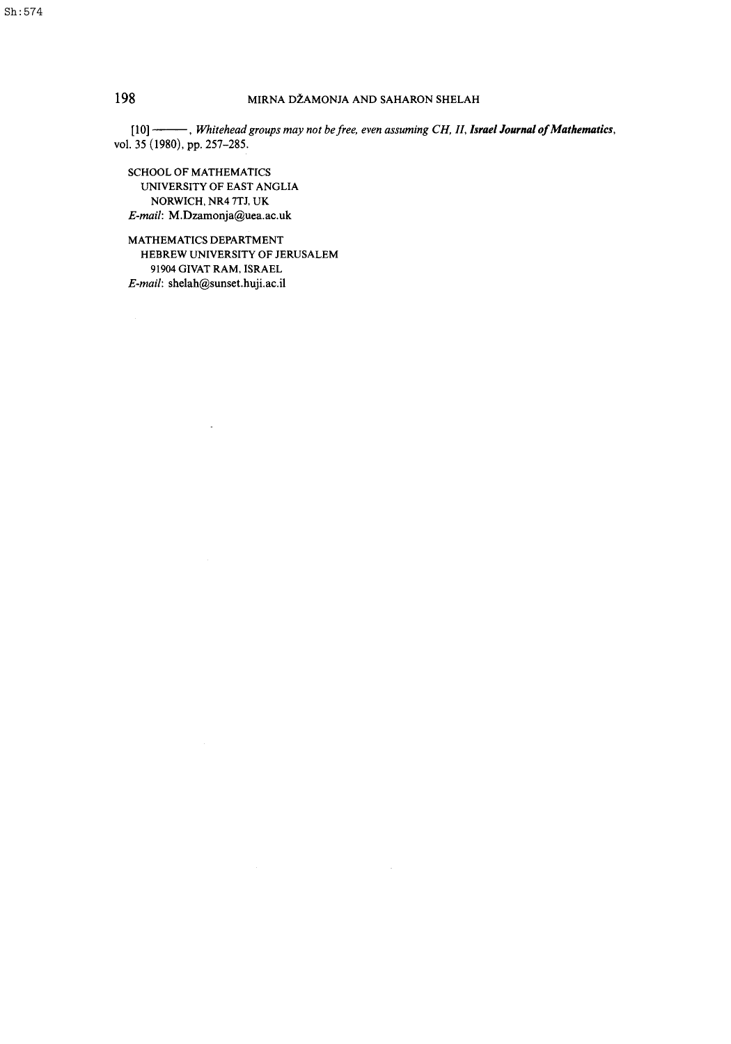[10] ———, *Whitehead groups may not be free, even assuming CH, II*, ***Israel Journal of Mathematics***, vol. 35 (1980), pp. 257–285.

SCHOOL OF MATHEMATICS
UNIVERSITY OF EAST ANGLIA
NORWICH, NR4 7TJ, UK
*E-mail*: M.Dzamonja@uea.ac.uk

MATHEMATICS DEPARTMENT
HEBREW UNIVERSITY OF JERUSALEM
91904 GIVAT RAM, ISRAEL
*E-mail*: shelah@sunset.huji.ac.il